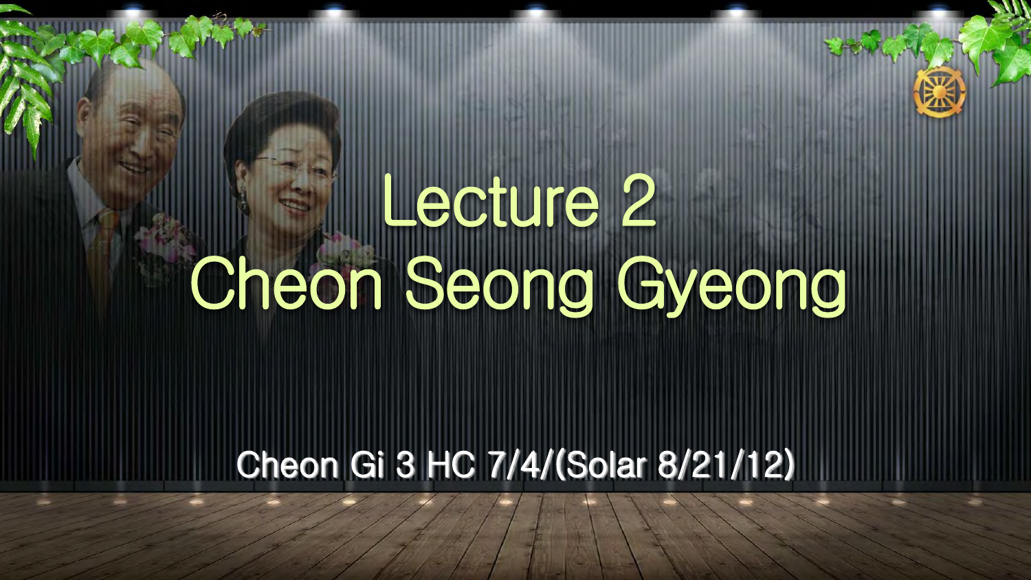# Lecture 2
# Cheon Seong Gyeong

Cheon Gi 3 HC 7/4/(Solar 8/21/12)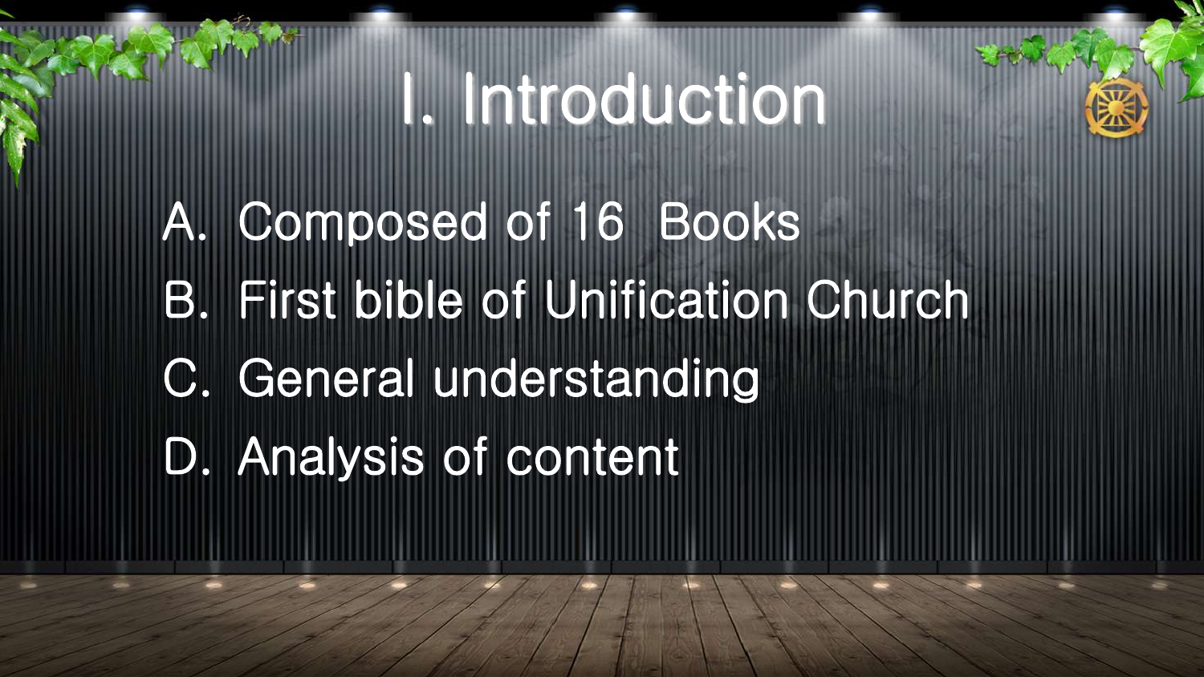# I. Introduction

A. Composed of 16 Books

B. First bible of Unification Church

C. General understanding

D. Analysis of content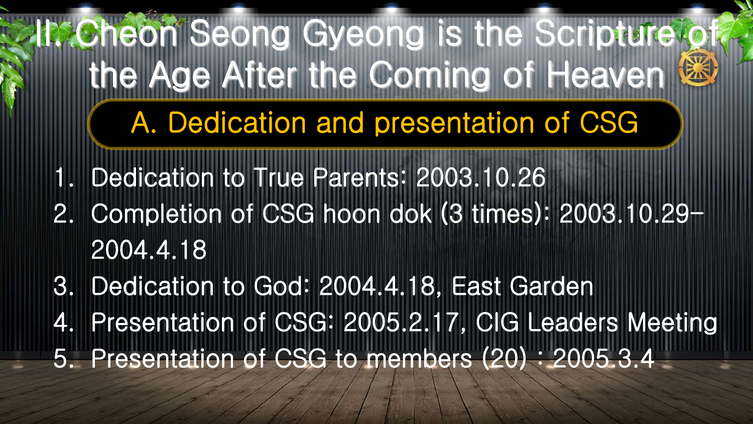# II. Cheon Seong Gyeong is the Scripture of the Age After the Coming of Heaven

## A. Dedication and presentation of CSG

1. Dedication to True Parents: 2003.10.26
2. Completion of CSG hoon dok (3 times): 2003.10.29–2004.4.18
3. Dedication to God: 2004.4.18, East Garden
4. Presentation of CSG: 2005.2.17, CIG Leaders Meeting
5. Presentation of CSG to members (20) : 2005.3.4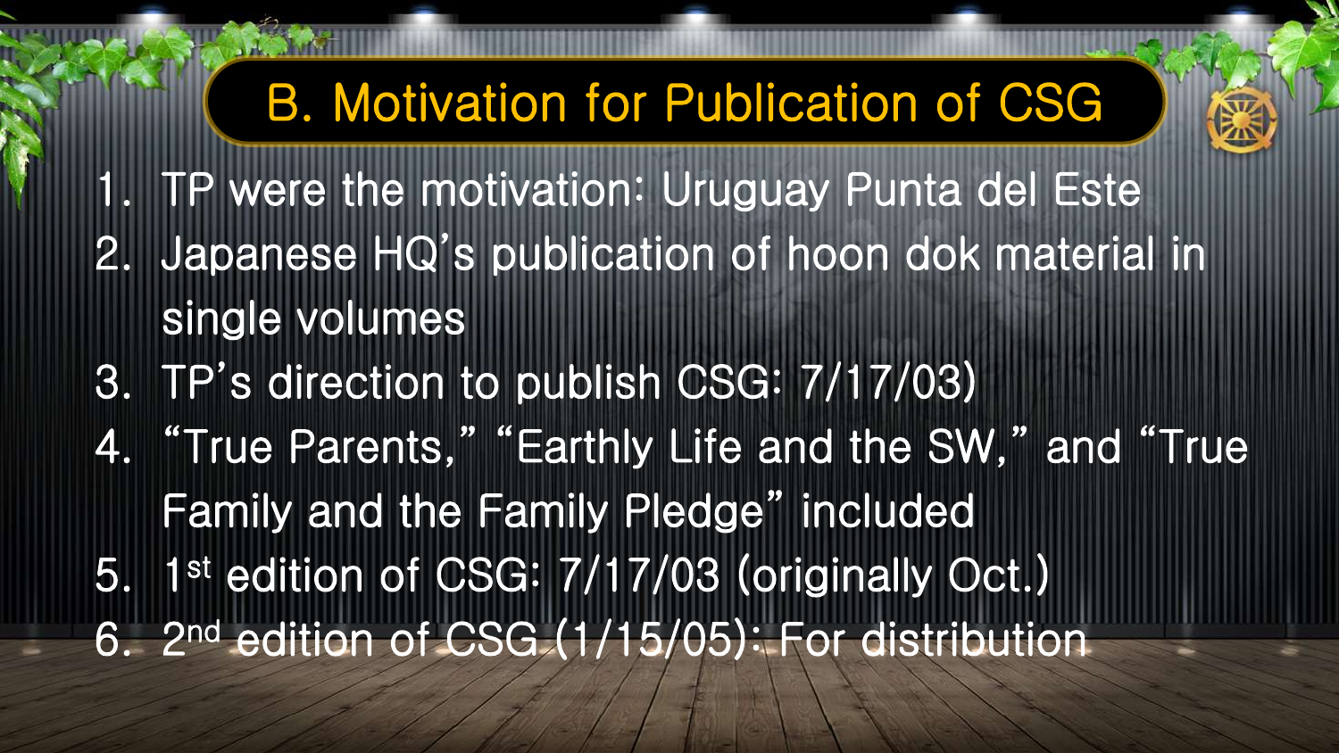# B. Motivation for Publication of CSG

1. TP were the motivation: Uruguay Punta del Este
2. Japanese HQ's publication of hoon dok material in single volumes
3. TP's direction to publish CSG: 7/17/03)
4. "True Parents," "Earthly Life and the SW," and "True Family and the Family Pledge" included
5. 1st edition of CSG: 7/17/03 (originally Oct.)
6. 2nd edition of CSG (1/15/05): For distribution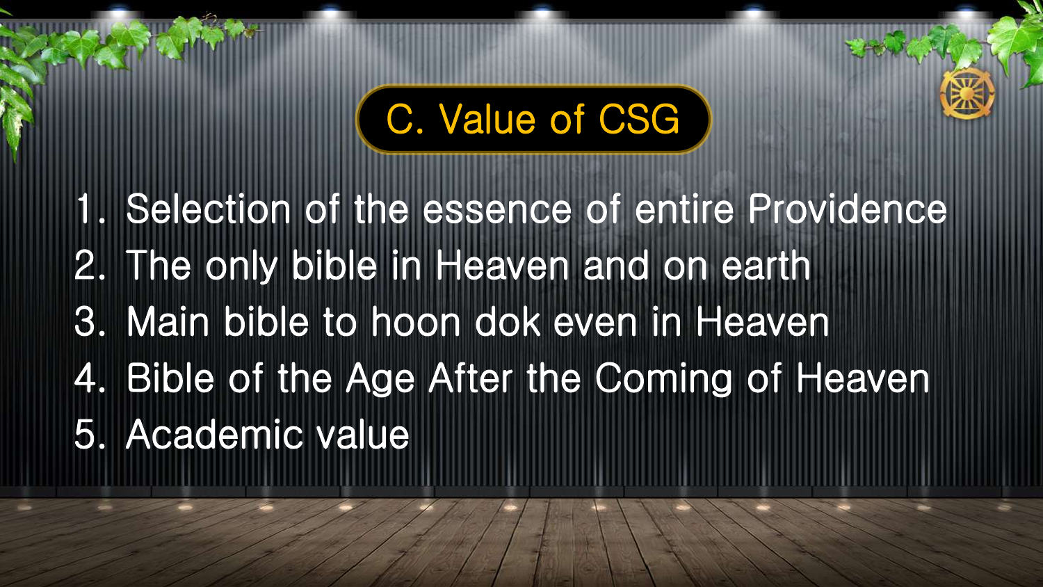## C. Value of CSG

1. Selection of the essence of entire Providence
2. The only bible in Heaven and on earth
3. Main bible to hoon dok even in Heaven
4. Bible of the Age After the Coming of Heaven
5. Academic value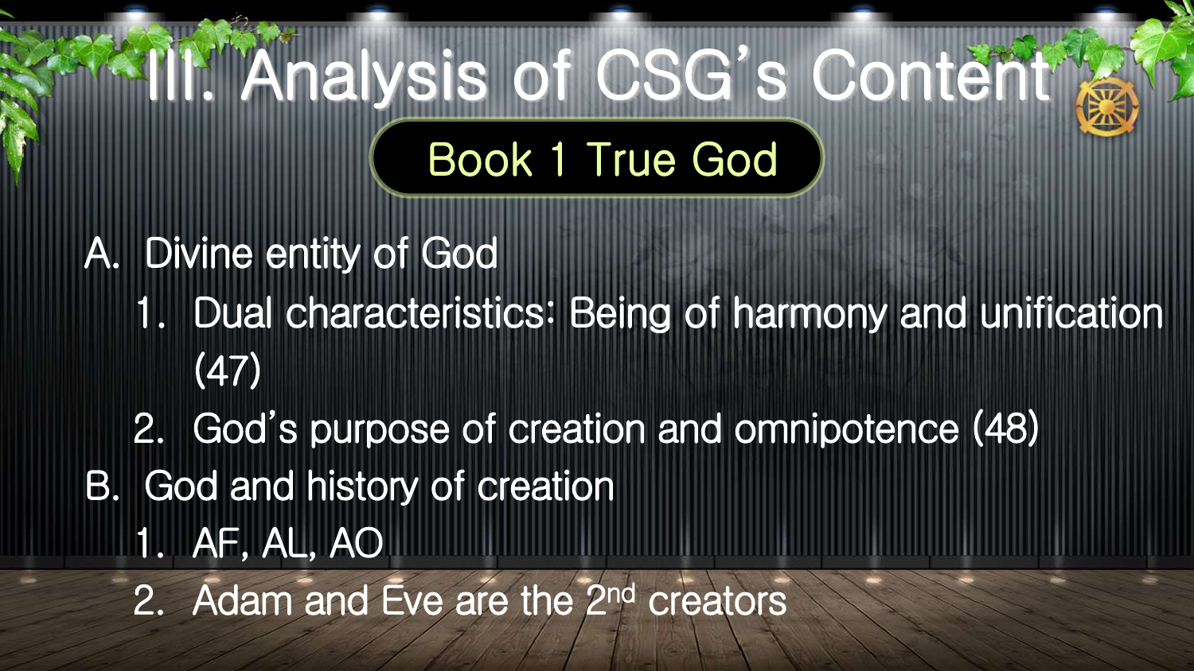# III. Analysis of CSG's Content

## Book 1 True God

A. Divine entity of God

1. Dual characteristics: Being of harmony and unification (47)
2. God's purpose of creation and omnipotence (48)

B. God and history of creation

1. AF, AL, AO
2. Adam and Eve are the 2nd creators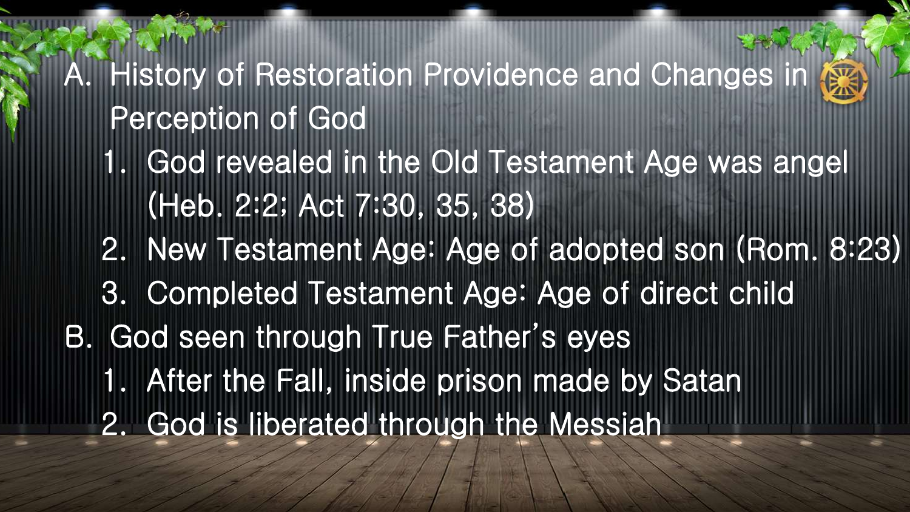A. History of Restoration Providence and Changes in Perception of God
   1. God revealed in the Old Testament Age was angel (Heb. 2:2; Act 7:30, 35, 38)
   2. New Testament Age: Age of adopted son (Rom. 8:23)
   3. Completed Testament Age: Age of direct child

B. God seen through True Father's eyes
   1. After the Fall, inside prison made by Satan
   2. God is liberated through the Messiah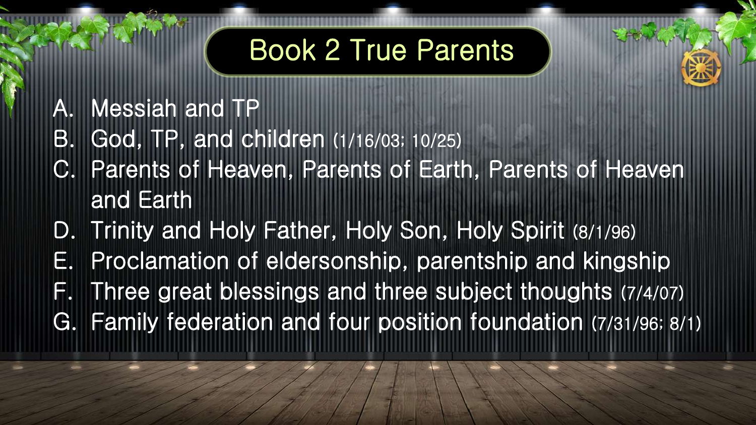# Book 2 True Parents

A. Messiah and TP
B. God, TP, and children (1/16/03; 10/25)
C. Parents of Heaven, Parents of Earth, Parents of Heaven and Earth
D. Trinity and Holy Father, Holy Son, Holy Spirit (8/1/96)
E. Proclamation of eldersonship, parentship and kingship
F. Three great blessings and three subject thoughts (7/4/07)
G. Family federation and four position foundation (7/31/96; 8/1)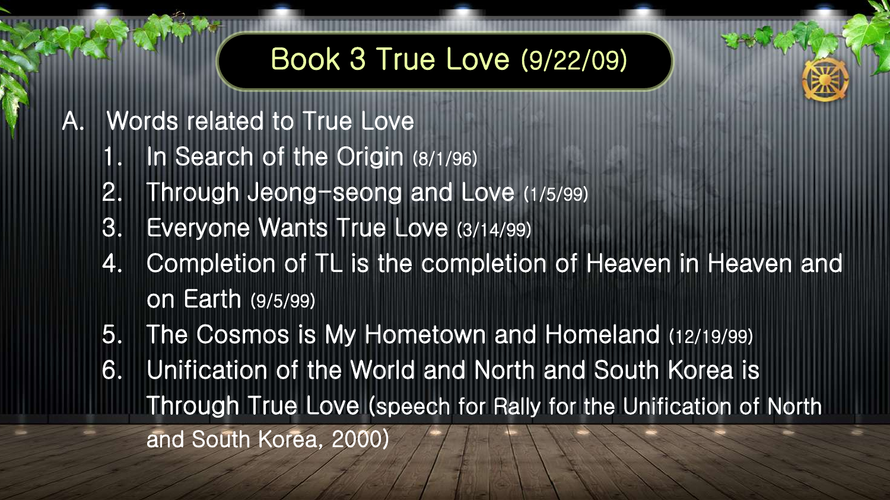# Book 3 True Love (9/22/09)

A. Words related to True Love

1. In Search of the Origin (8/1/96)
2. Through Jeong-seong and Love (1/5/99)
3. Everyone Wants True Love (3/14/99)
4. Completion of TL is the completion of Heaven in Heaven and on Earth (9/5/99)
5. The Cosmos is My Hometown and Homeland (12/19/99)
6. Unification of the World and North and South Korea is Through True Love (speech for Rally for the Unification of North and South Korea, 2000)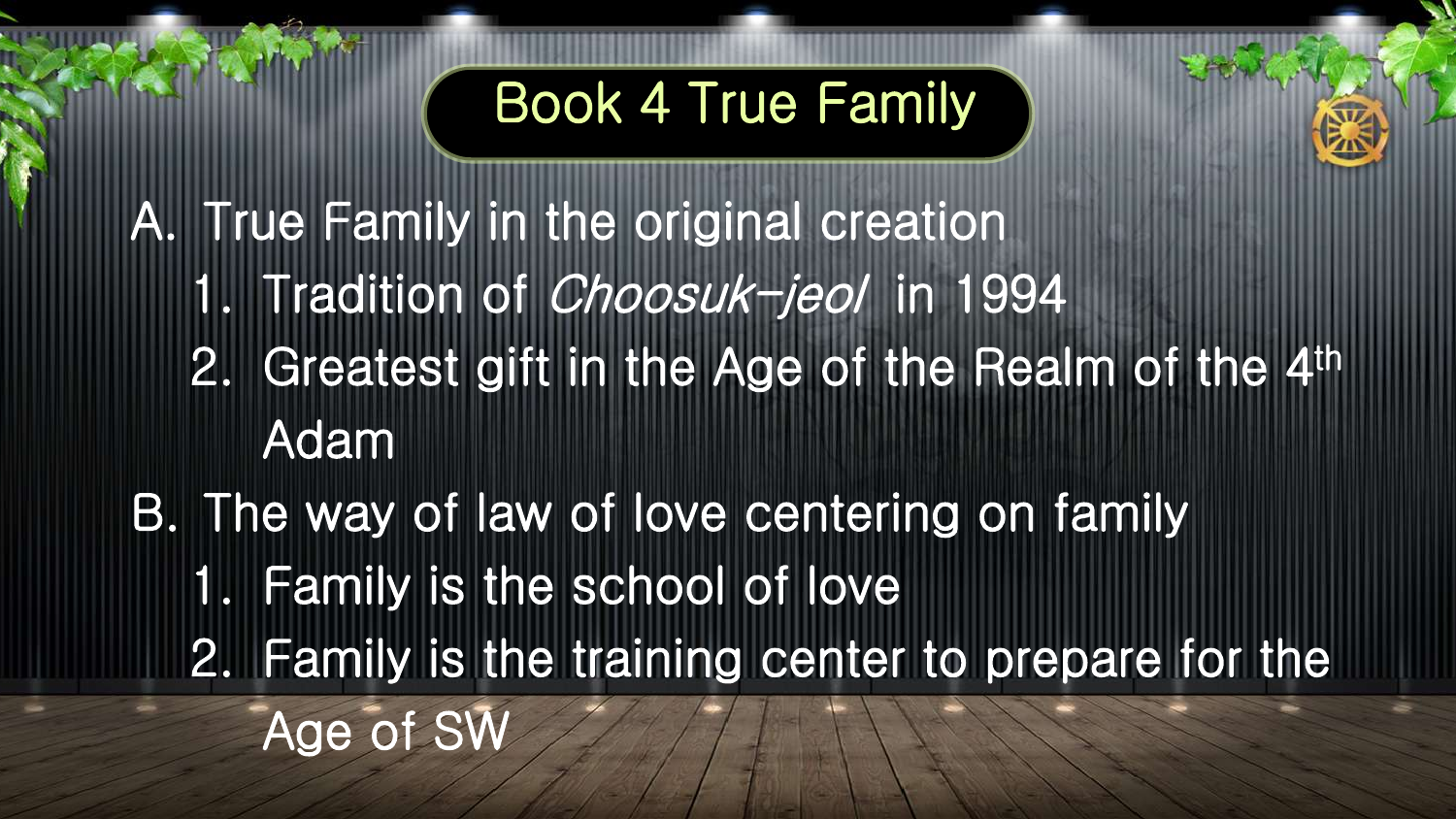# Book 4 True Family

A. True Family in the original creation
   1. Tradition of *Choosuk-jeol* in 1994
   2. Greatest gift in the Age of the Realm of the 4th Adam

B. The way of law of love centering on family
   1. Family is the school of love
   2. Family is the training center to prepare for the Age of SW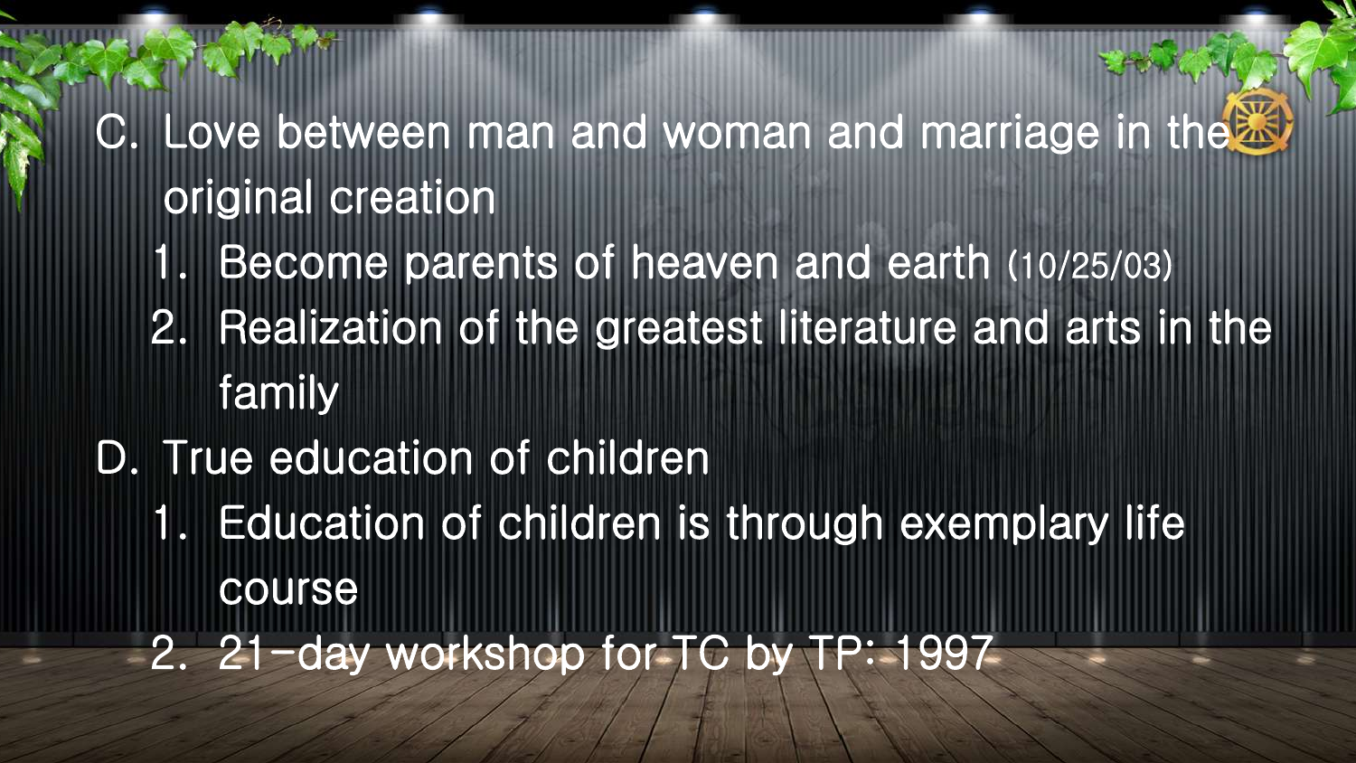C. Love between man and woman and marriage in the original creation
   1. Become parents of heaven and earth (10/25/03)
   2. Realization of the greatest literature and arts in the family

D. True education of children
   1. Education of children is through exemplary life course
   2. 21-day workshop for TC by TP: 1997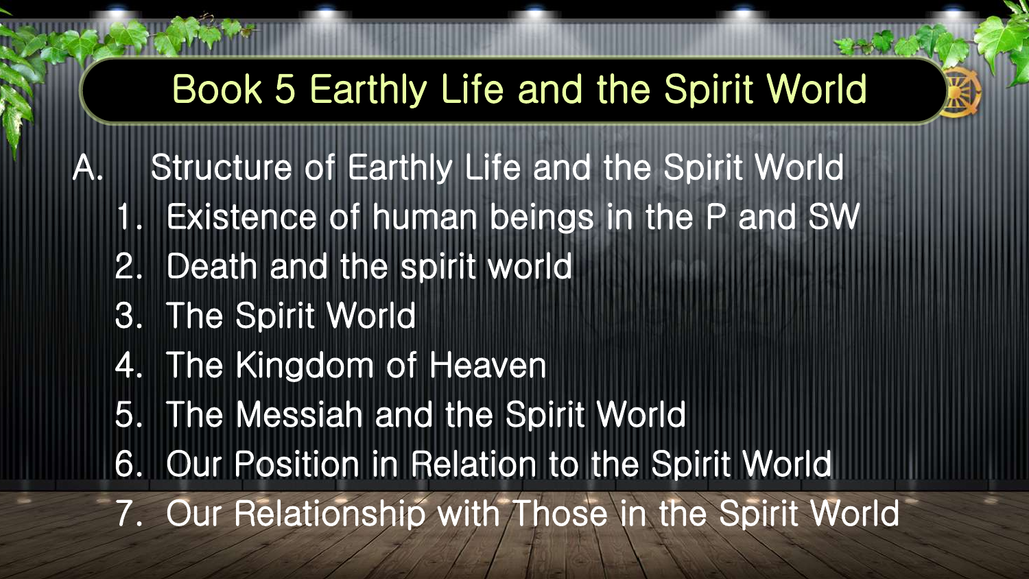# Book 5 Earthly Life and the Spirit World

## A. Structure of Earthly Life and the Spirit World

1. Existence of human beings in the P and SW
2. Death and the spirit world
3. The Spirit World
4. The Kingdom of Heaven
5. The Messiah and the Spirit World
6. Our Position in Relation to the Spirit World
7. Our Relationship with Those in the Spirit World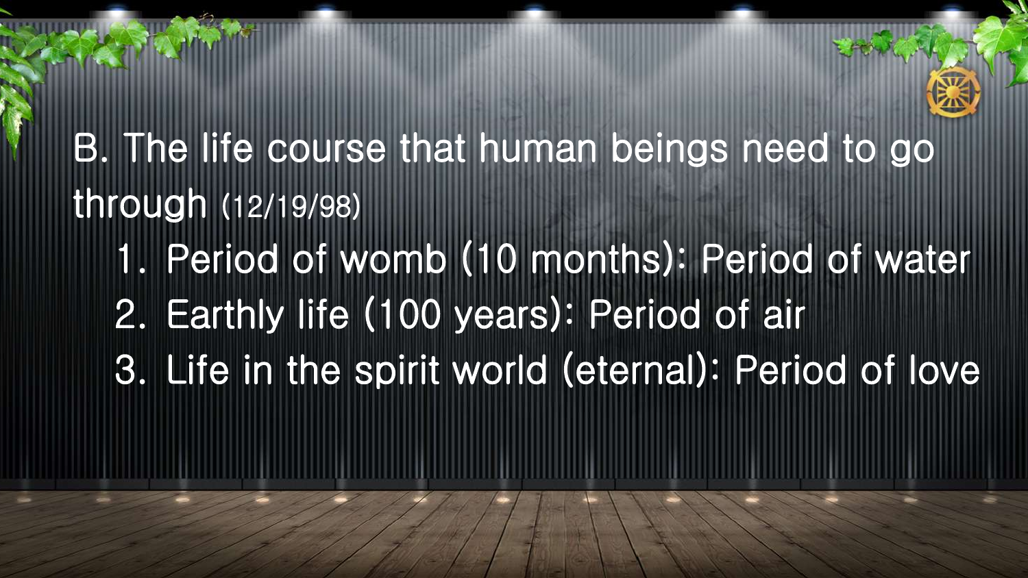## B. The life course that human beings need to go through (12/19/98)

1. Period of womb (10 months): Period of water
2. Earthly life (100 years): Period of air
3. Life in the spirit world (eternal): Period of love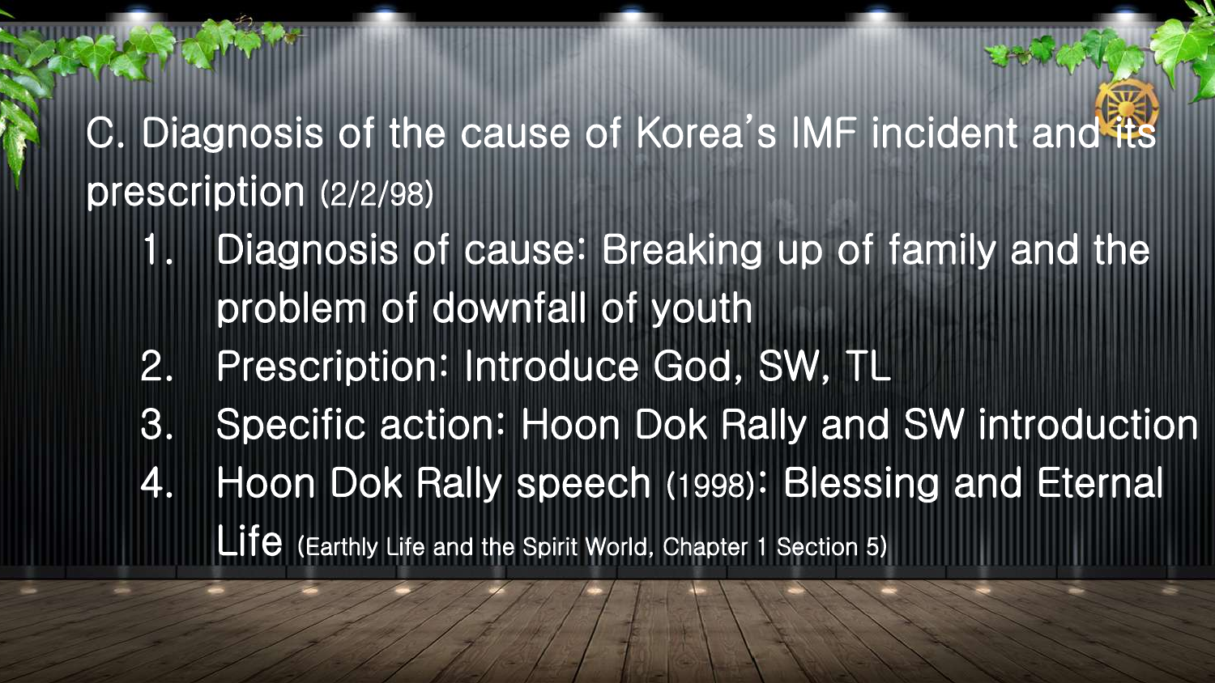## C. Diagnosis of the cause of Korea's IMF incident and its prescription (2/2/98)

1. Diagnosis of cause: Breaking up of family and the problem of downfall of youth
2. Prescription: Introduce God, SW, TL
3. Specific action: Hoon Dok Rally and SW introduction
4. Hoon Dok Rally speech (1998): Blessing and Eternal Life (Earthly Life and the Spirit World, Chapter 1 Section 5)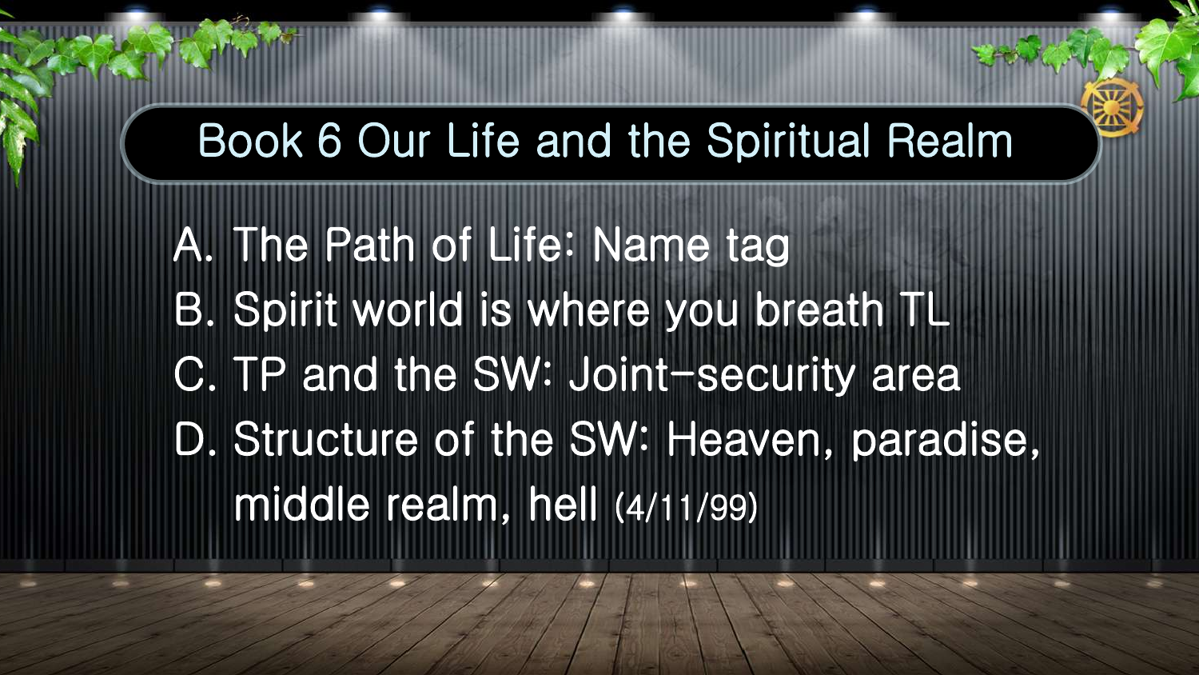# Book 6 Our Life and the Spiritual Realm

A. The Path of Life: Name tag
B. Spirit world is where you breath TL
C. TP and the SW: Joint-security area
D. Structure of the SW: Heaven, paradise, middle realm, hell (4/11/99)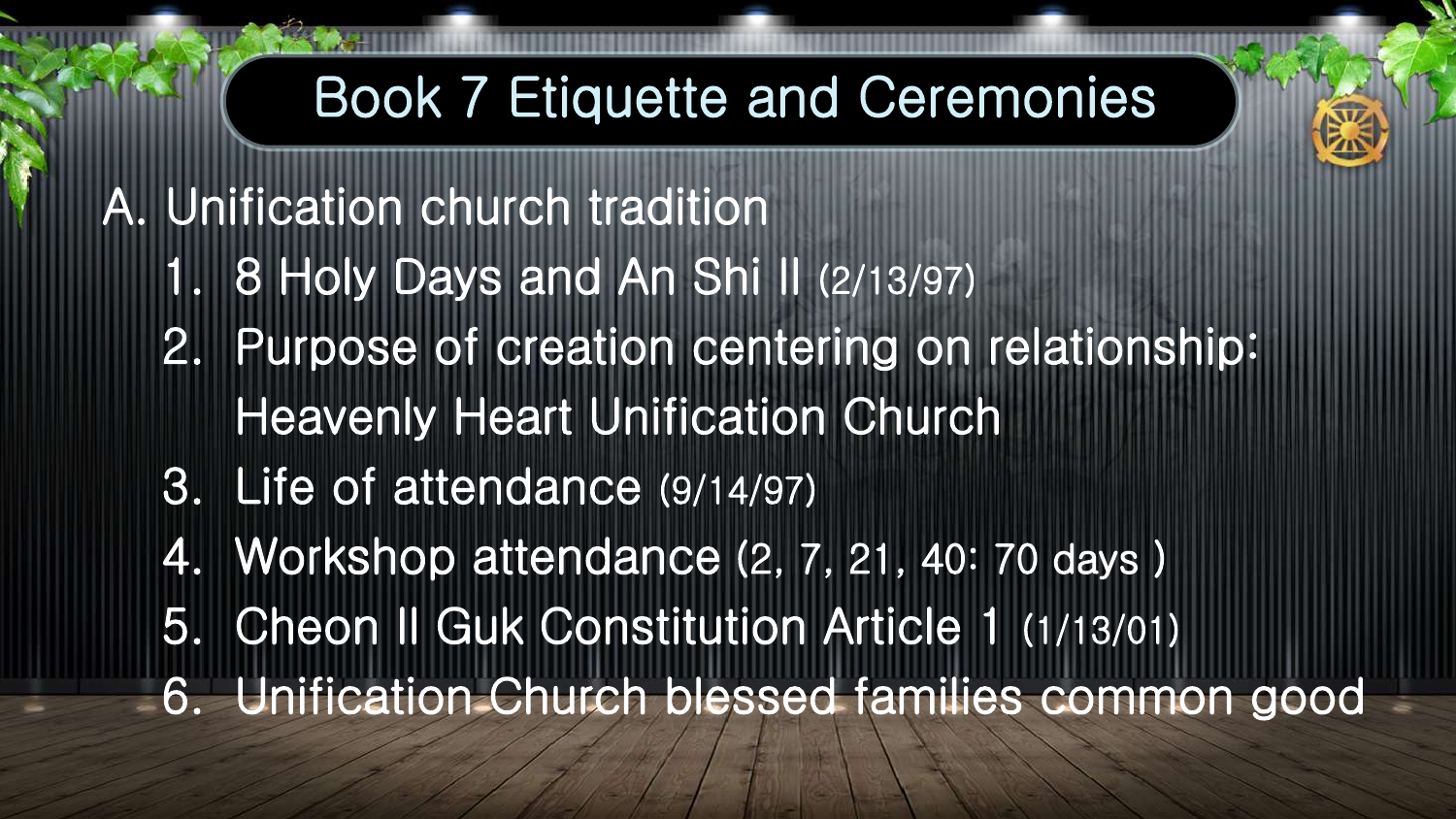# Book 7 Etiquette and Ceremonies

A. Unification church tradition

1. 8 Holy Days and An Shi Il (2/13/97)
2. Purpose of creation centering on relationship: Heavenly Heart Unification Church
3. Life of attendance (9/14/97)
4. Workshop attendance (2, 7, 21, 40: 70 days )
5. Cheon Il Guk Constitution Article 1 (1/13/01)
6. Unification Church blessed families common good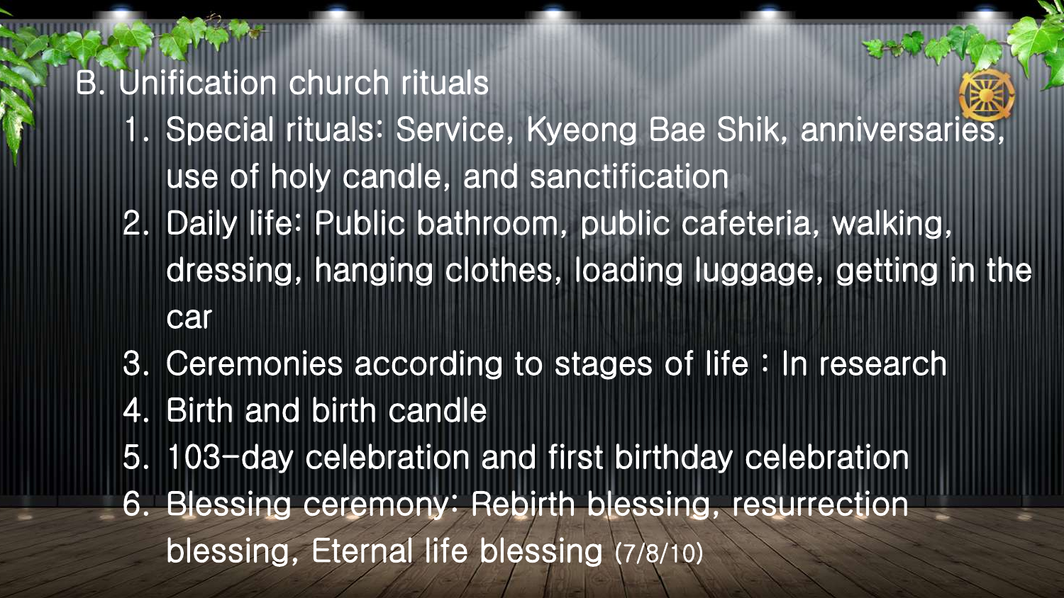## B. Unification church rituals

1. Special rituals: Service, Kyeong Bae Shik, anniversaries, use of holy candle, and sanctification
2. Daily life: Public bathroom, public cafeteria, walking, dressing, hanging clothes, loading luggage, getting in the car
3. Ceremonies according to stages of life : In research
4. Birth and birth candle
5. 103-day celebration and first birthday celebration
6. Blessing ceremony: Rebirth blessing, resurrection blessing, Eternal life blessing (7/8/10)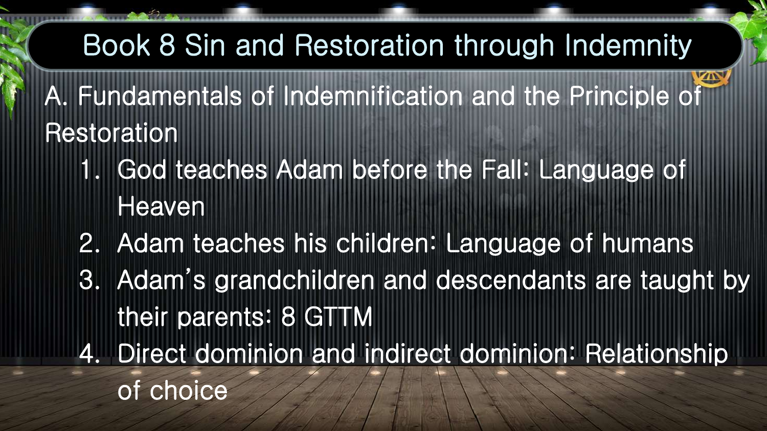# Book 8 Sin and Restoration through Indemnity

## A. Fundamentals of Indemnification and the Principle of Restoration

1. God teaches Adam before the Fall: Language of Heaven
2. Adam teaches his children: Language of humans
3. Adam's grandchildren and descendants are taught by their parents: 8 GTTM
4. Direct dominion and indirect dominion: Relationship of choice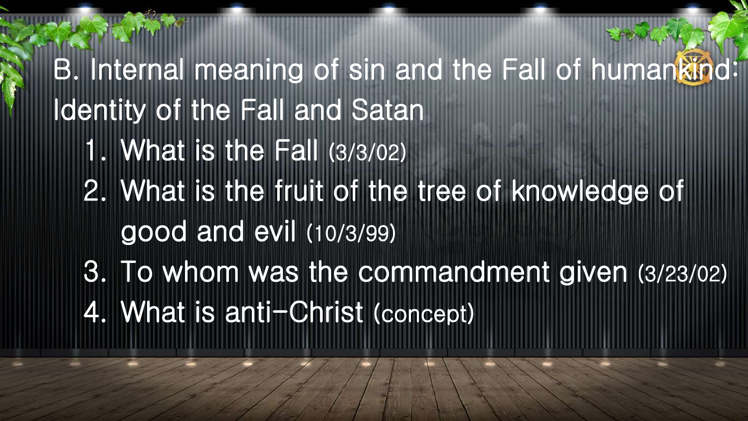## B. Internal meaning of sin and the Fall of humankind: Identity of the Fall and Satan

1. What is the Fall (3/3/02)
2. What is the fruit of the tree of knowledge of good and evil (10/3/99)
3. To whom was the commandment given (3/23/02)
4. What is anti-Christ (concept)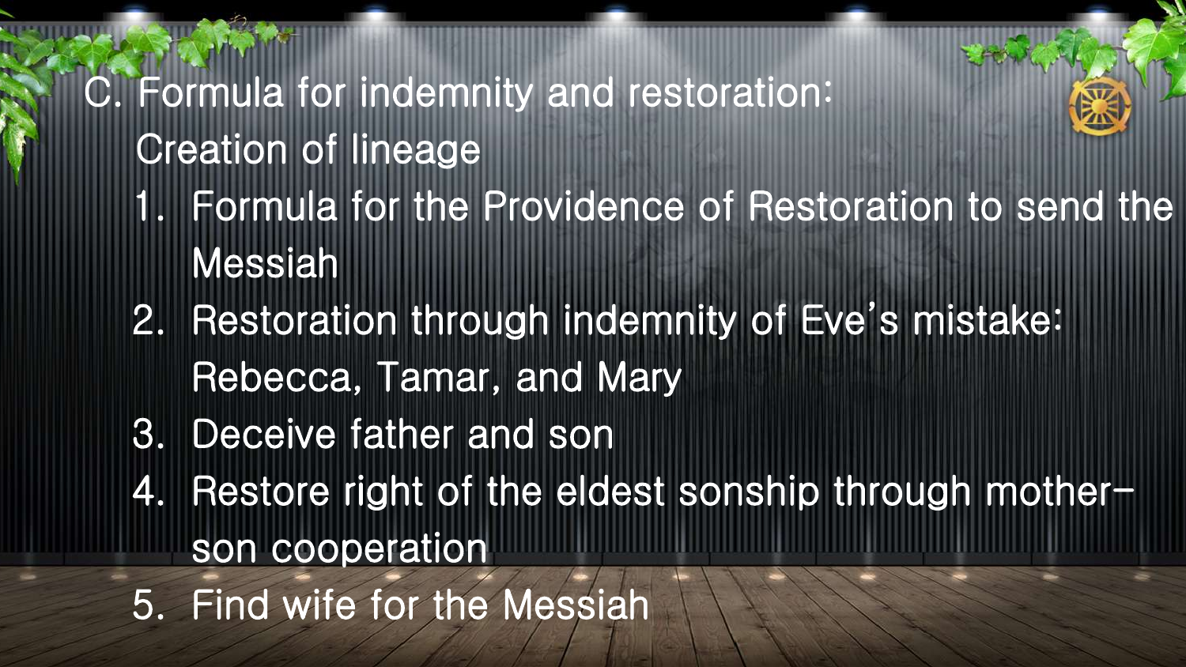## C. Formula for indemnity and restoration:

Creation of lineage

1. Formula for the Providence of Restoration to send the Messiah
2. Restoration through indemnity of Eve's mistake: Rebecca, Tamar, and Mary
3. Deceive father and son
4. Restore right of the eldest sonship through mother-son cooperation
5. Find wife for the Messiah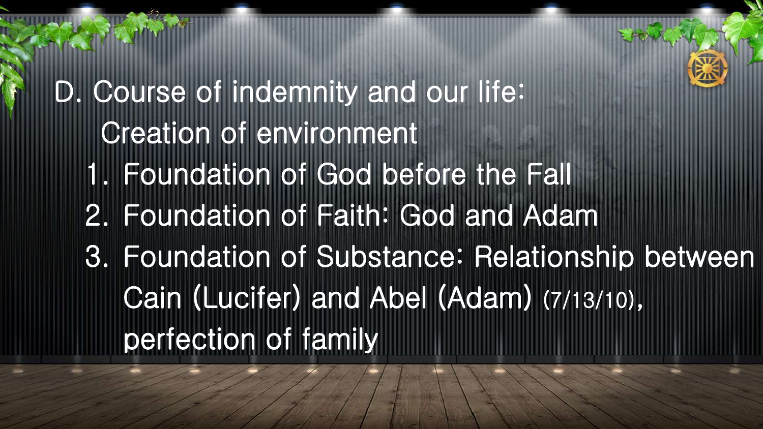D. Course of indemnity and our life: Creation of environment

1. Foundation of God before the Fall
2. Foundation of Faith: God and Adam
3. Foundation of Substance: Relationship between Cain (Lucifer) and Abel (Adam) (7/13/10), perfection of family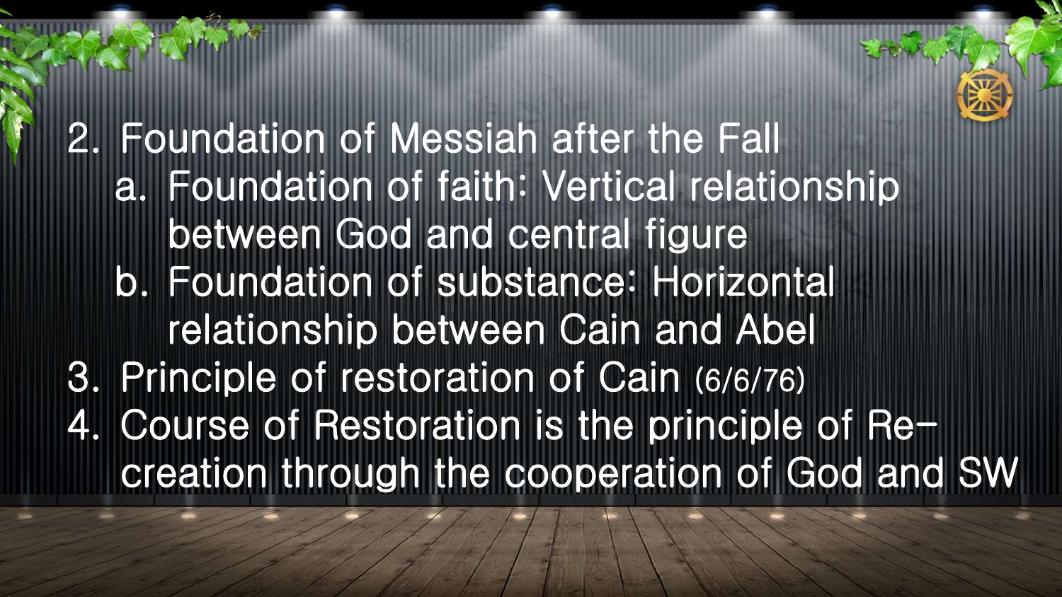2. Foundation of Messiah after the Fall
   a. Foundation of faith: Vertical relationship between God and central figure
   b. Foundation of substance: Horizontal relationship between Cain and Abel
3. Principle of restoration of Cain (6/6/76)
4. Course of Restoration is the principle of Re-creation through the cooperation of God and SW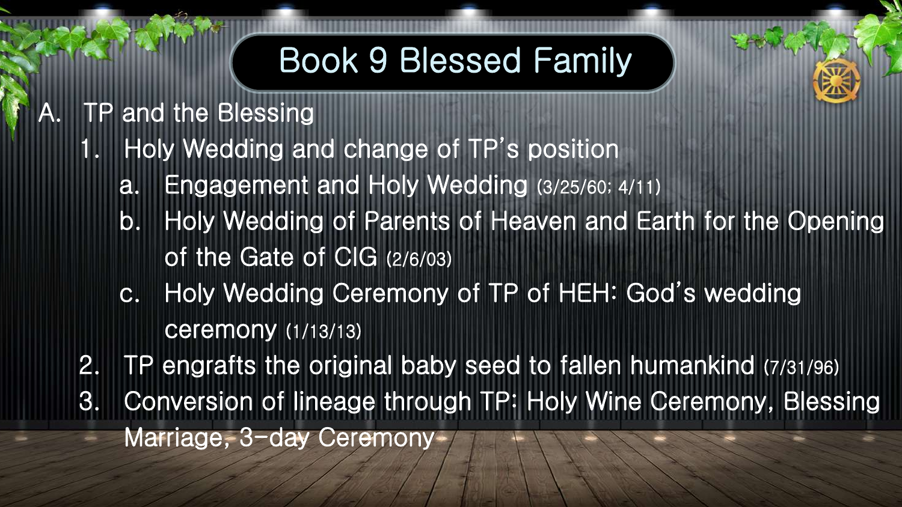# Book 9 Blessed Family

A. TP and the Blessing

1. Holy Wedding and change of TP's position
   a. Engagement and Holy Wedding (3/25/60; 4/11)
   b. Holy Wedding of Parents of Heaven and Earth for the Opening of the Gate of CIG (2/6/03)
   c. Holy Wedding Ceremony of TP of HEH: God's wedding ceremony (1/13/13)
2. TP engrafts the original baby seed to fallen humankind (7/31/96)
3. Conversion of lineage through TP: Holy Wine Ceremony, Blessing Marriage, 3-day Ceremony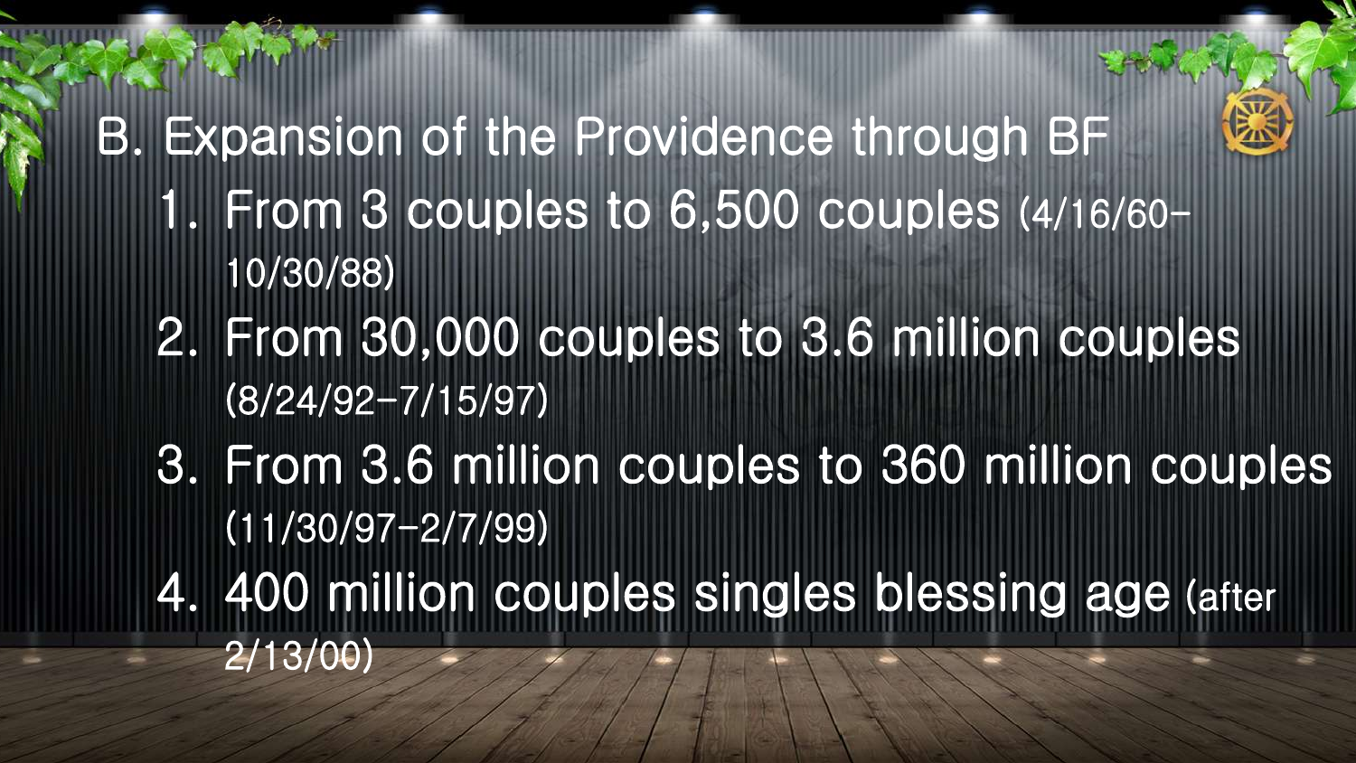## B. Expansion of the Providence through BF

1. From 3 couples to 6,500 couples (4/16/60-10/30/88)
2. From 30,000 couples to 3.6 million couples (8/24/92-7/15/97)
3. From 3.6 million couples to 360 million couples (11/30/97-2/7/99)
4. 400 million couples singles blessing age (after 2/13/00)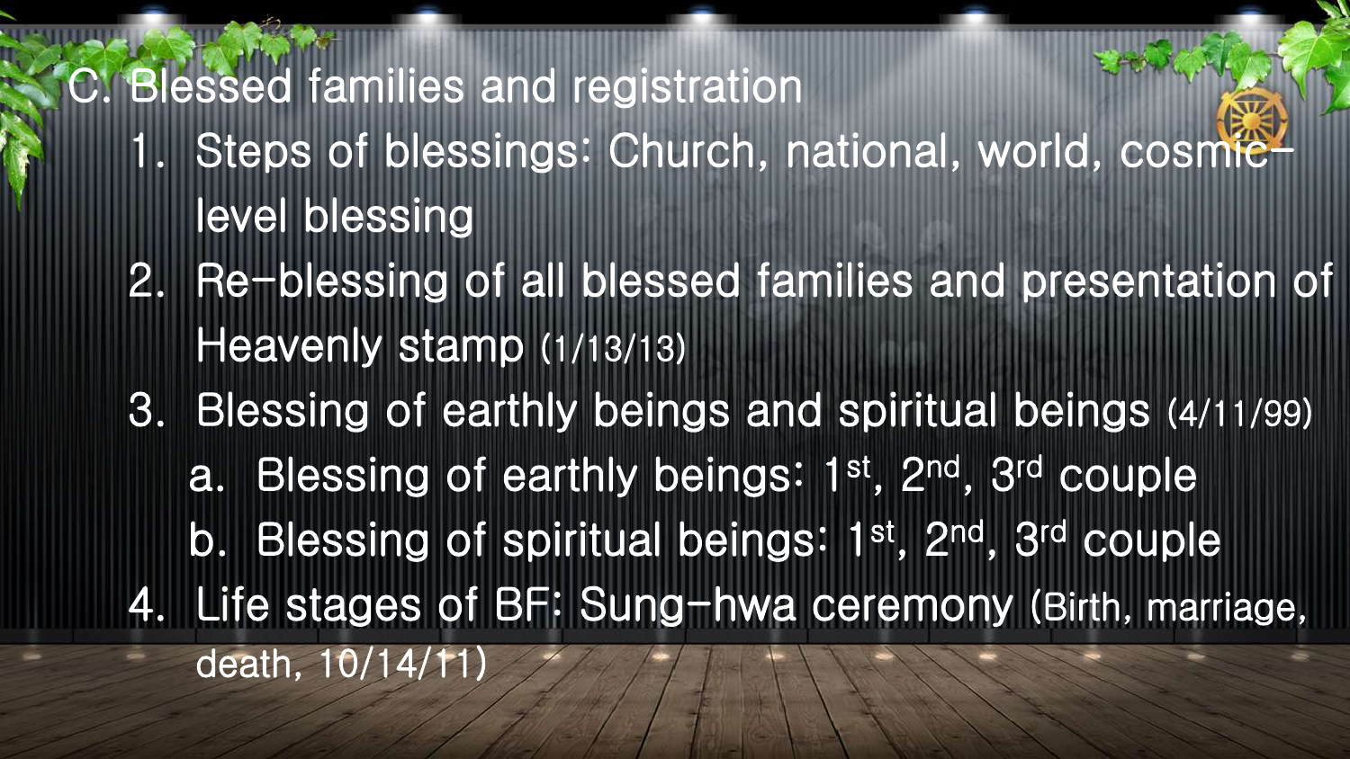C. Blessed families and registration

1. Steps of blessings: Church, national, world, cosmic-level blessing
2. Re-blessing of all blessed families and presentation of Heavenly stamp (1/13/13)
3. Blessing of earthly beings and spiritual beings (4/11/99)
   a. Blessing of earthly beings: 1st, 2nd, 3rd couple
   b. Blessing of spiritual beings: 1st, 2nd, 3rd couple
4. Life stages of BF: Sung-hwa ceremony (Birth, marriage, death, 10/14/11)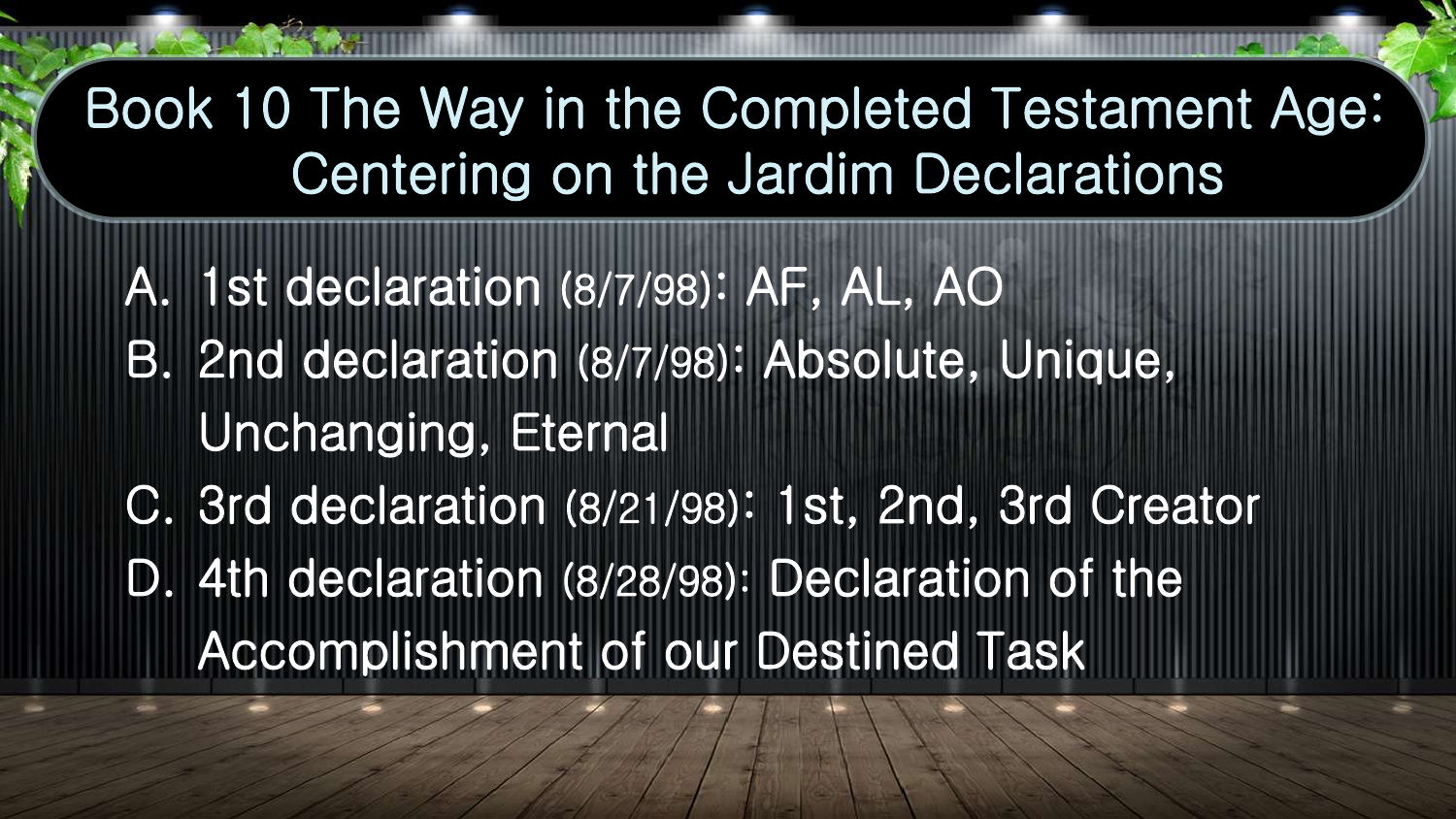# Book 10 The Way in the Completed Testament Age: Centering on the Jardim Declarations

A. 1st declaration (8/7/98): AF, AL, AO
B. 2nd declaration (8/7/98): Absolute, Unique, Unchanging, Eternal
C. 3rd declaration (8/21/98): 1st, 2nd, 3rd Creator
D. 4th declaration (8/28/98): Declaration of the Accomplishment of our Destined Task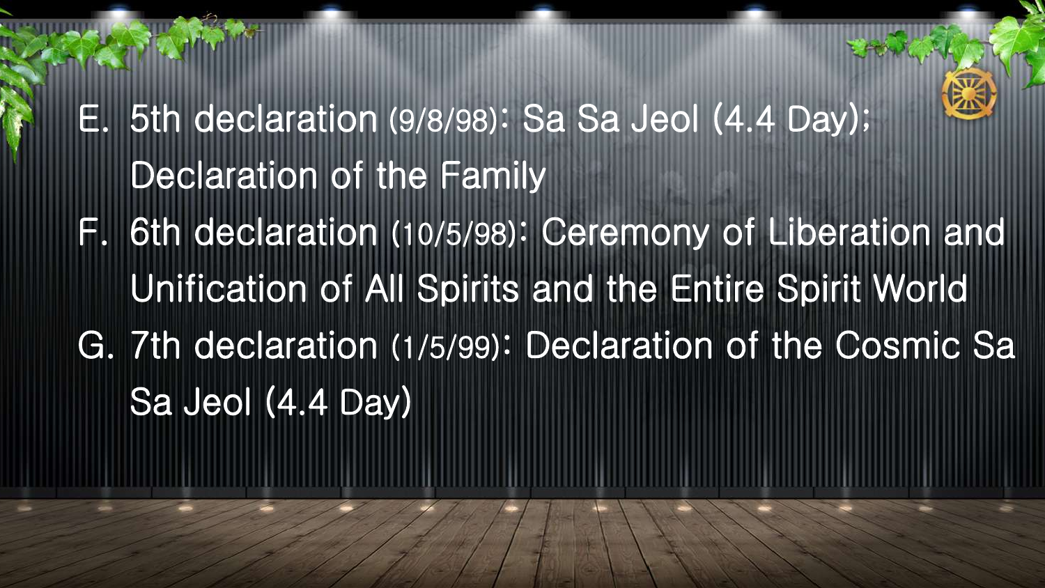E. 5th declaration (9/8/98): Sa Sa Jeol (4.4 Day); Declaration of the Family
F. 6th declaration (10/5/98): Ceremony of Liberation and Unification of All Spirits and the Entire Spirit World
G. 7th declaration (1/5/99): Declaration of the Cosmic Sa Sa Jeol (4.4 Day)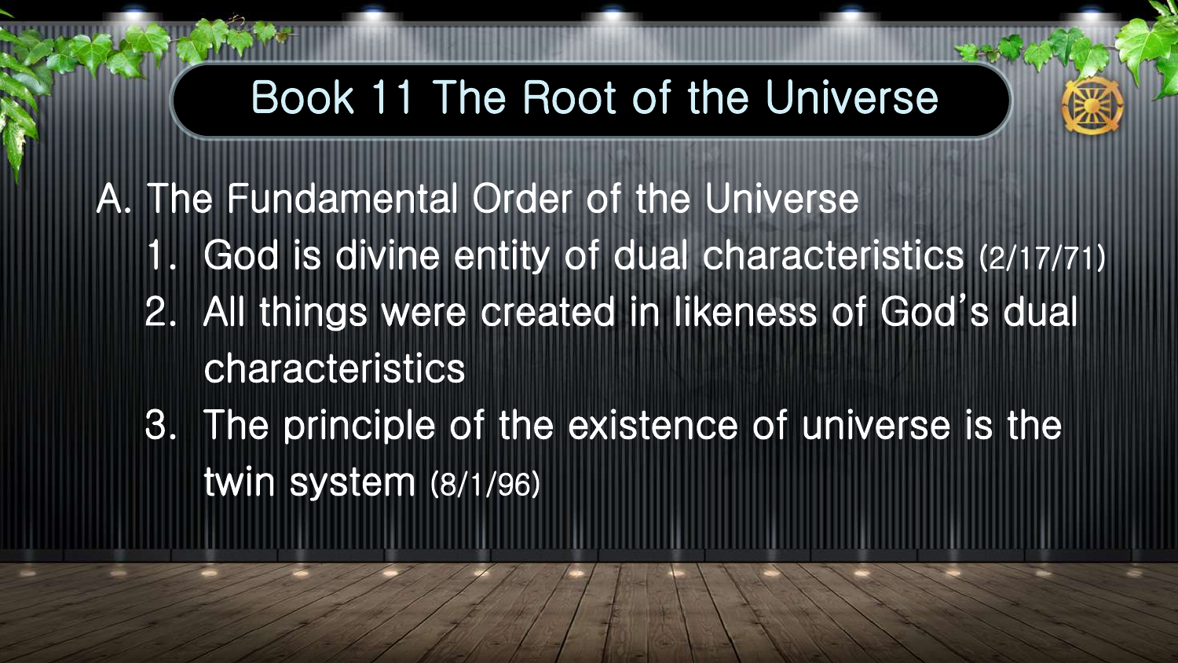# Book 11 The Root of the Universe

A. The Fundamental Order of the Universe

1. God is divine entity of dual characteristics (2/17/71)
2. All things were created in likeness of God's dual characteristics
3. The principle of the existence of universe is the twin system (8/1/96)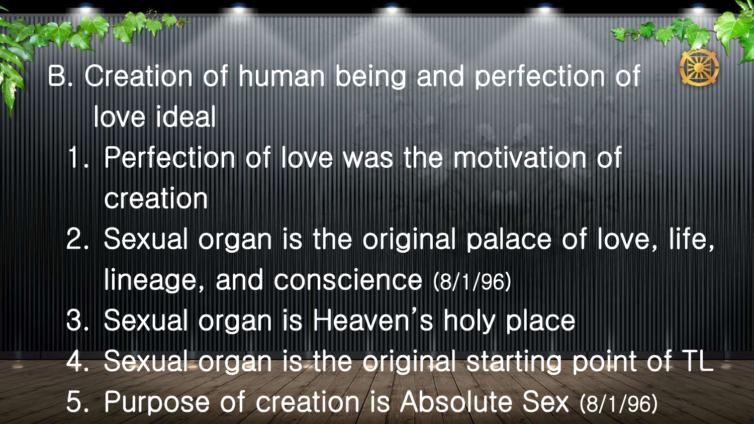## B. Creation of human being and perfection of love ideal

1. Perfection of love was the motivation of creation
2. Sexual organ is the original palace of love, life, lineage, and conscience (8/1/96)
3. Sexual organ is Heaven's holy place
4. Sexual organ is the original starting point of TL
5. Purpose of creation is Absolute Sex (8/1/96)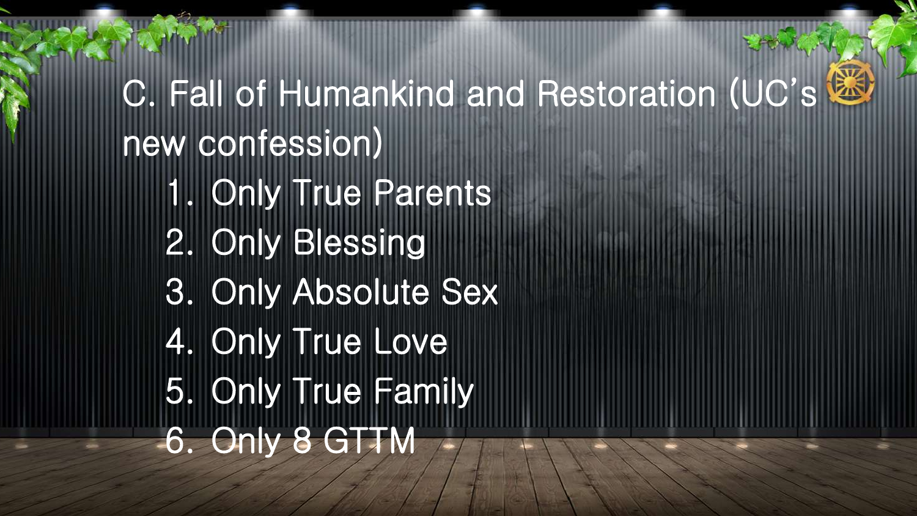## C. Fall of Humankind and Restoration (UC's new confession)

1. Only True Parents
2. Only Blessing
3. Only Absolute Sex
4. Only True Love
5. Only True Family
6. Only 8 GTTM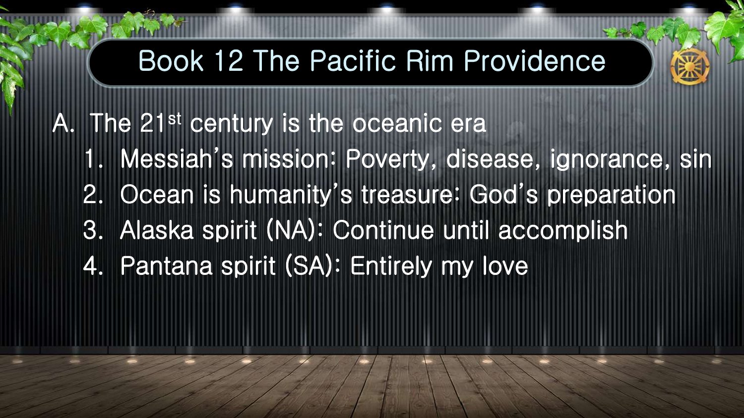# Book 12 The Pacific Rim Providence

A. The 21st century is the oceanic era

1. Messiah's mission: Poverty, disease, ignorance, sin
2. Ocean is humanity's treasure: God's preparation
3. Alaska spirit (NA): Continue until accomplish
4. Pantana spirit (SA): Entirely my love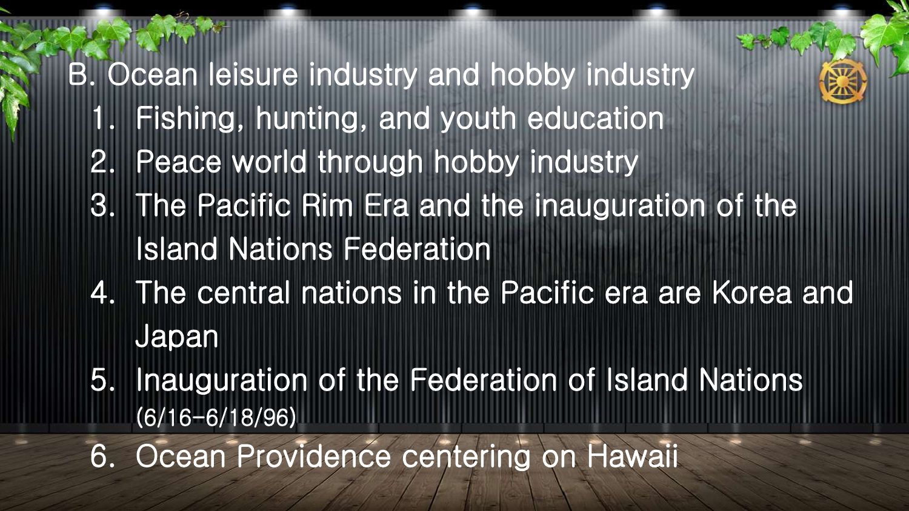## B. Ocean leisure industry and hobby industry

1. Fishing, hunting, and youth education
2. Peace world through hobby industry
3. The Pacific Rim Era and the inauguration of the Island Nations Federation
4. The central nations in the Pacific era are Korea and Japan
5. Inauguration of the Federation of Island Nations (6/16-6/18/96)
6. Ocean Providence centering on Hawaii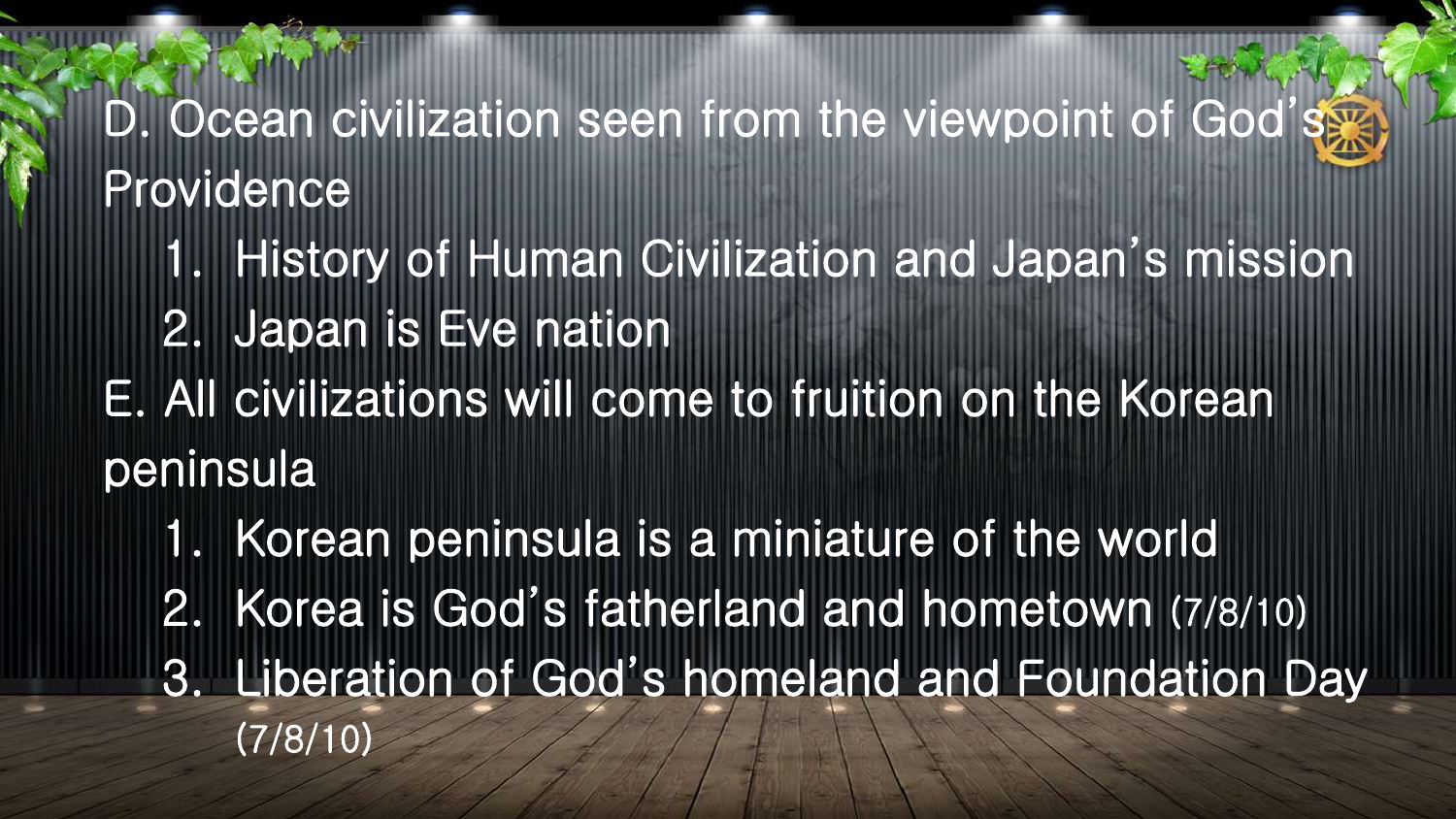D. Ocean civilization seen from the viewpoint of God's Providence

1. History of Human Civilization and Japan's mission
2. Japan is Eve nation

E. All civilizations will come to fruition on the Korean peninsula

1. Korean peninsula is a miniature of the world
2. Korea is God's fatherland and hometown (7/8/10)
3. Liberation of God's homeland and Foundation Day (7/8/10)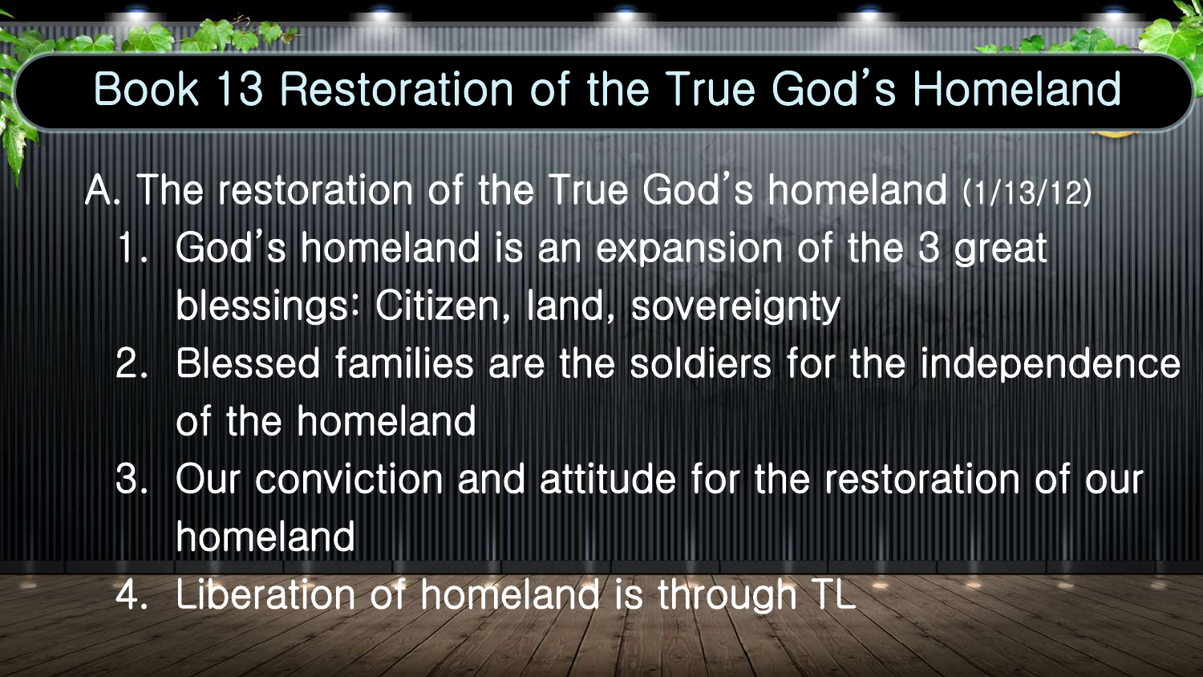# Book 13 Restoration of the True God's Homeland

A. The restoration of the True God's homeland (1/13/12)

1. God's homeland is an expansion of the 3 great blessings: Citizen, land, sovereignty
2. Blessed families are the soldiers for the independence of the homeland
3. Our conviction and attitude for the restoration of our homeland
4. Liberation of homeland is through TL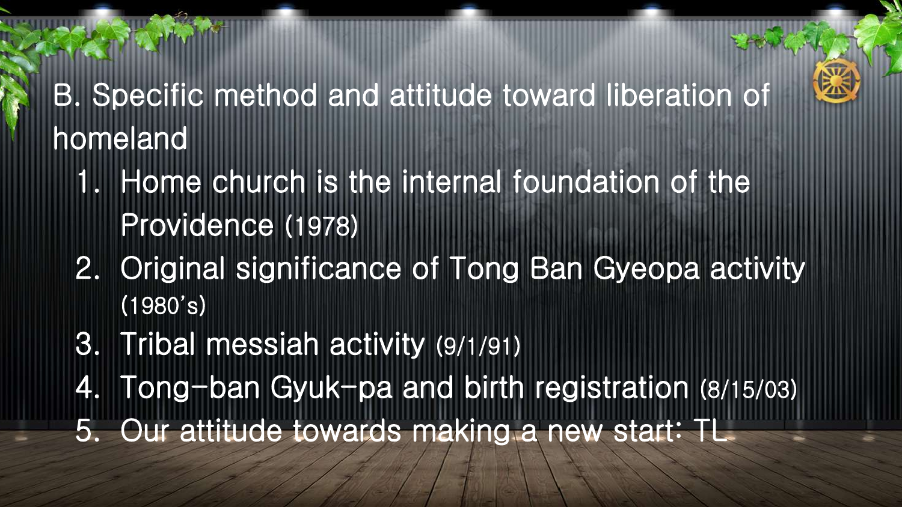## B. Specific method and attitude toward liberation of homeland

1. Home church is the internal foundation of the Providence (1978)
2. Original significance of Tong Ban Gyeopa activity (1980's)
3. Tribal messiah activity (9/1/91)
4. Tong-ban Gyuk-pa and birth registration (8/15/03)
5. Our attitude towards making a new start: TL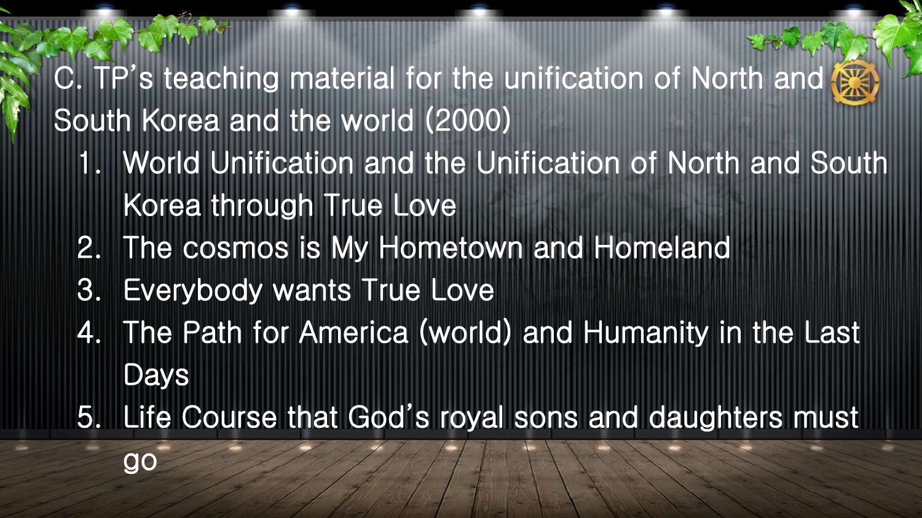## C. TP's teaching material for the unification of North and South Korea and the world (2000)

1. World Unification and the Unification of North and South Korea through True Love
2. The cosmos is My Hometown and Homeland
3. Everybody wants True Love
4. The Path for America (world) and Humanity in the Last Days
5. Life Course that God's royal sons and daughters must go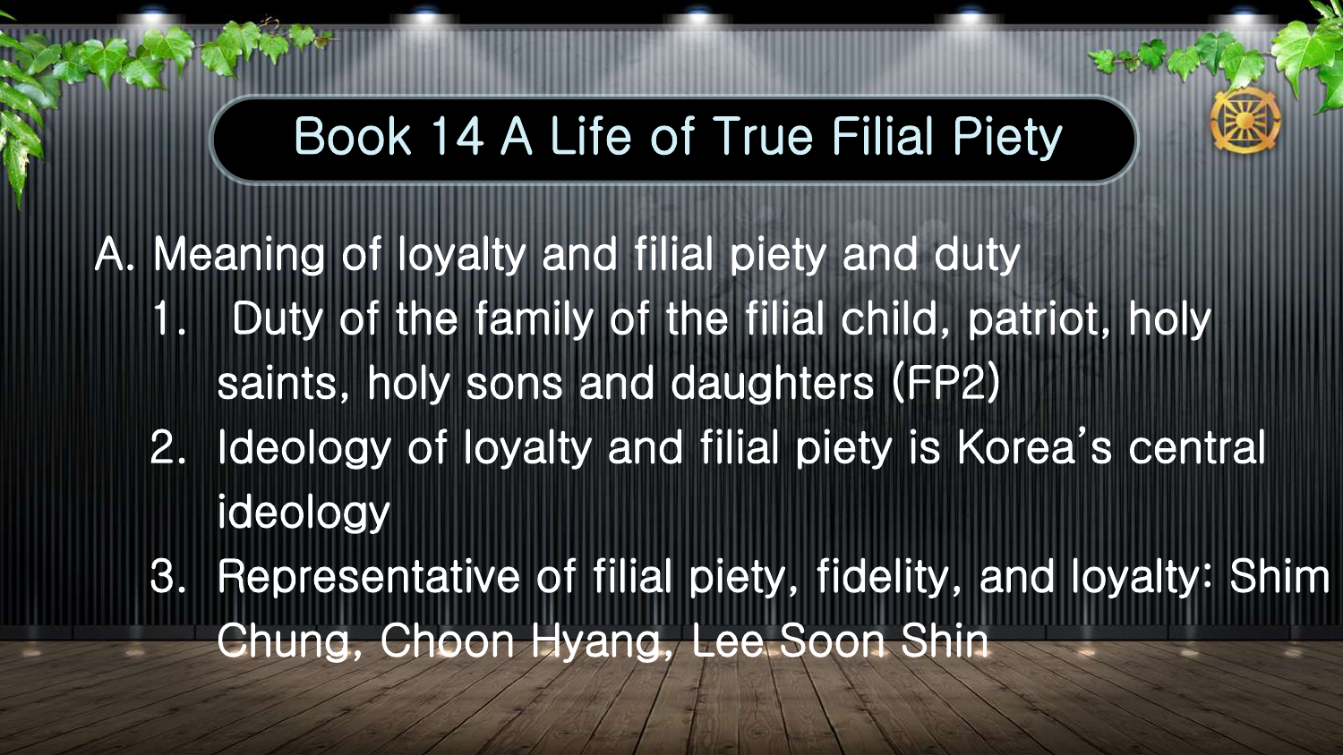# Book 14 A Life of True Filial Piety

A. Meaning of loyalty and filial piety and duty

1. Duty of the family of the filial child, patriot, holy saints, holy sons and daughters (FP2)
2. Ideology of loyalty and filial piety is Korea's central ideology
3. Representative of filial piety, fidelity, and loyalty: Shim Chung, Choon Hyang, Lee Soon Shin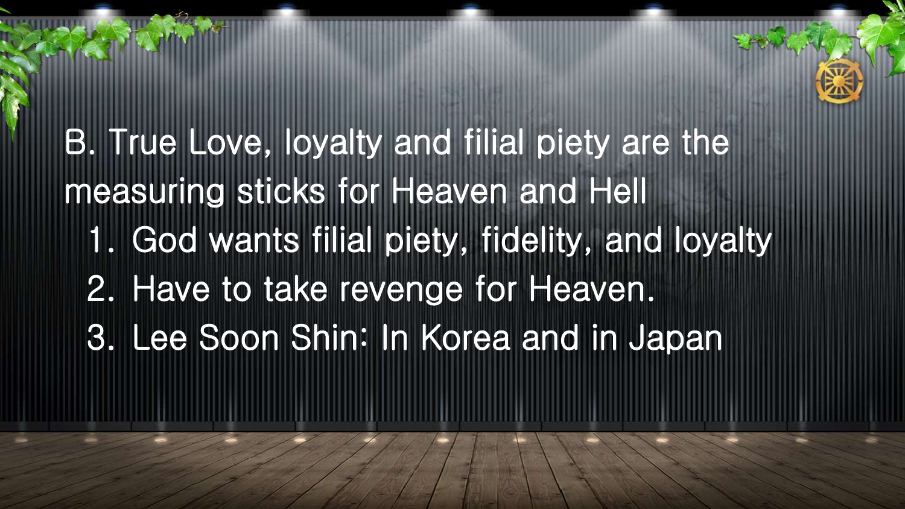B. True Love, loyalty and filial piety are the measuring sticks for Heaven and Hell

1. God wants filial piety, fidelity, and loyalty
2. Have to take revenge for Heaven.
3. Lee Soon Shin: In Korea and in Japan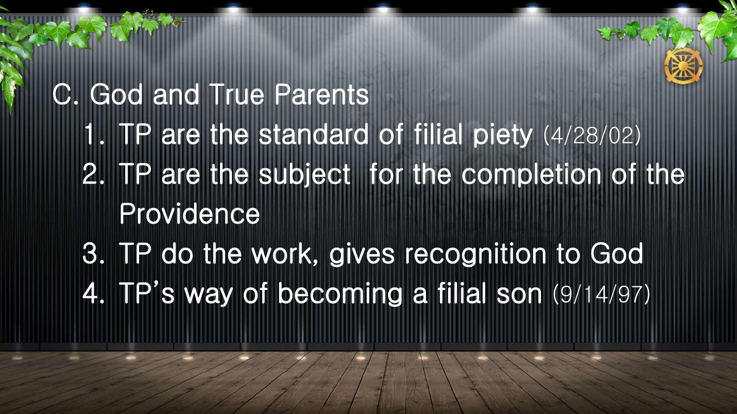## C. God and True Parents

1. TP are the standard of filial piety (4/28/02)
2. TP are the subject  for the completion of the Providence
3. TP do the work, gives recognition to God
4. TP's way of becoming a filial son (9/14/97)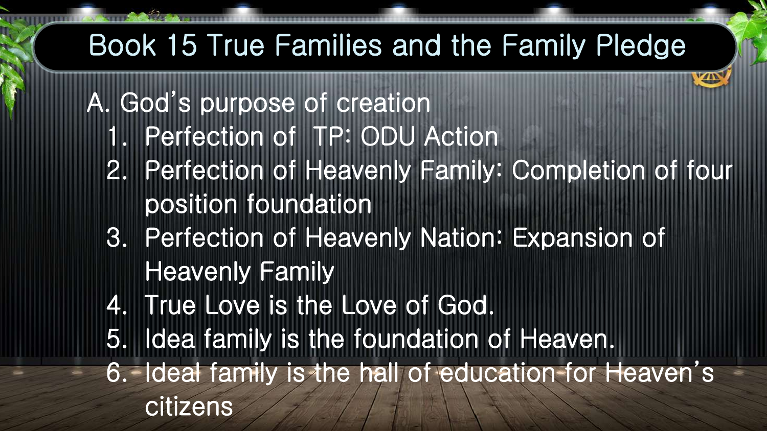# Book 15 True Families and the Family Pledge

A. God's purpose of creation

1. Perfection of  TP: ODU Action
2. Perfection of Heavenly Family: Completion of four position foundation
3. Perfection of Heavenly Nation: Expansion of Heavenly Family
4. True Love is the Love of God.
5. Idea family is the foundation of Heaven.
6. Ideal family is the hall of education for Heaven's citizens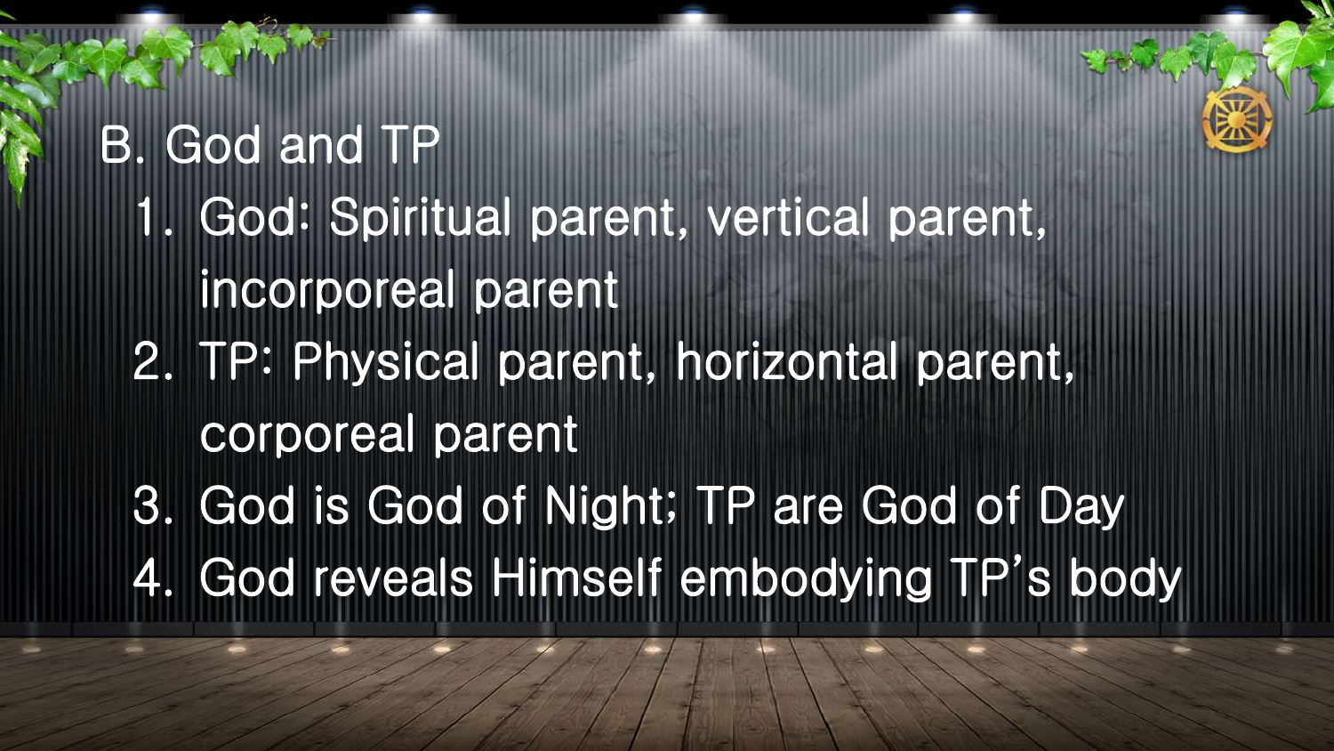## B. God and TP

1. God: Spiritual parent, vertical parent, incorporeal parent
2. TP: Physical parent, horizontal parent, corporeal parent
3. God is God of Night; TP are God of Day
4. God reveals Himself embodying TP's body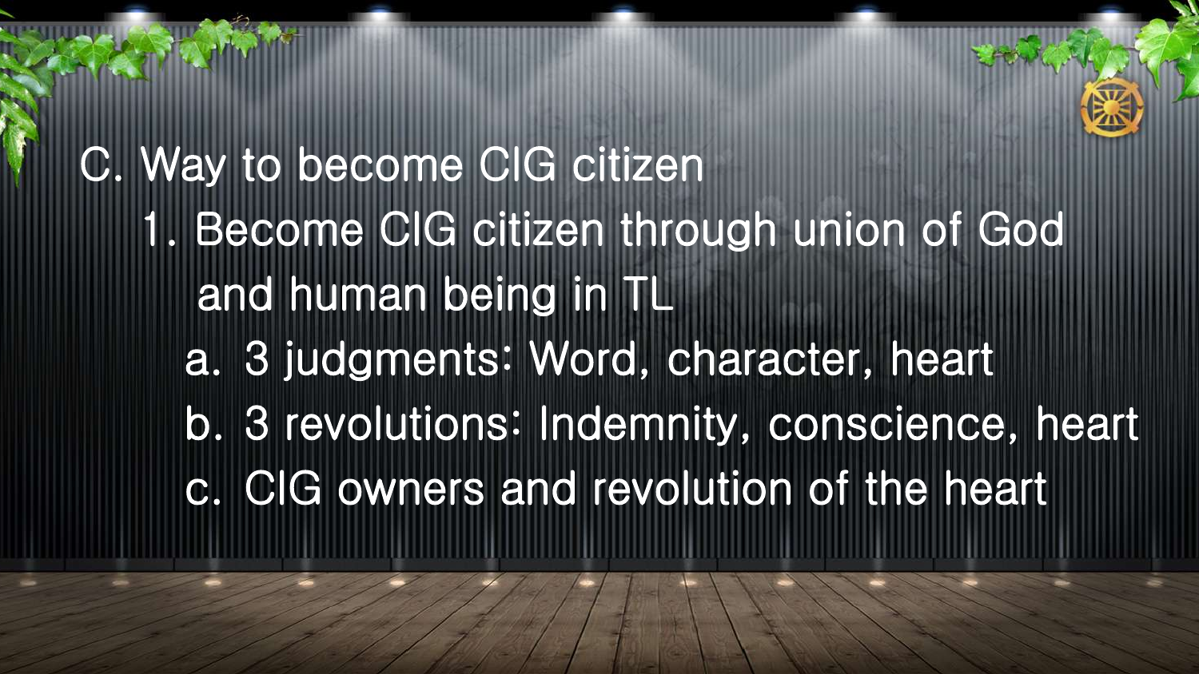## C. Way to become CIG citizen

1. Become CIG citizen through union of God and human being in TL
   - a. 3 judgments: Word, character, heart
   - b. 3 revolutions: Indemnity, conscience, heart
   - c. CIG owners and revolution of the heart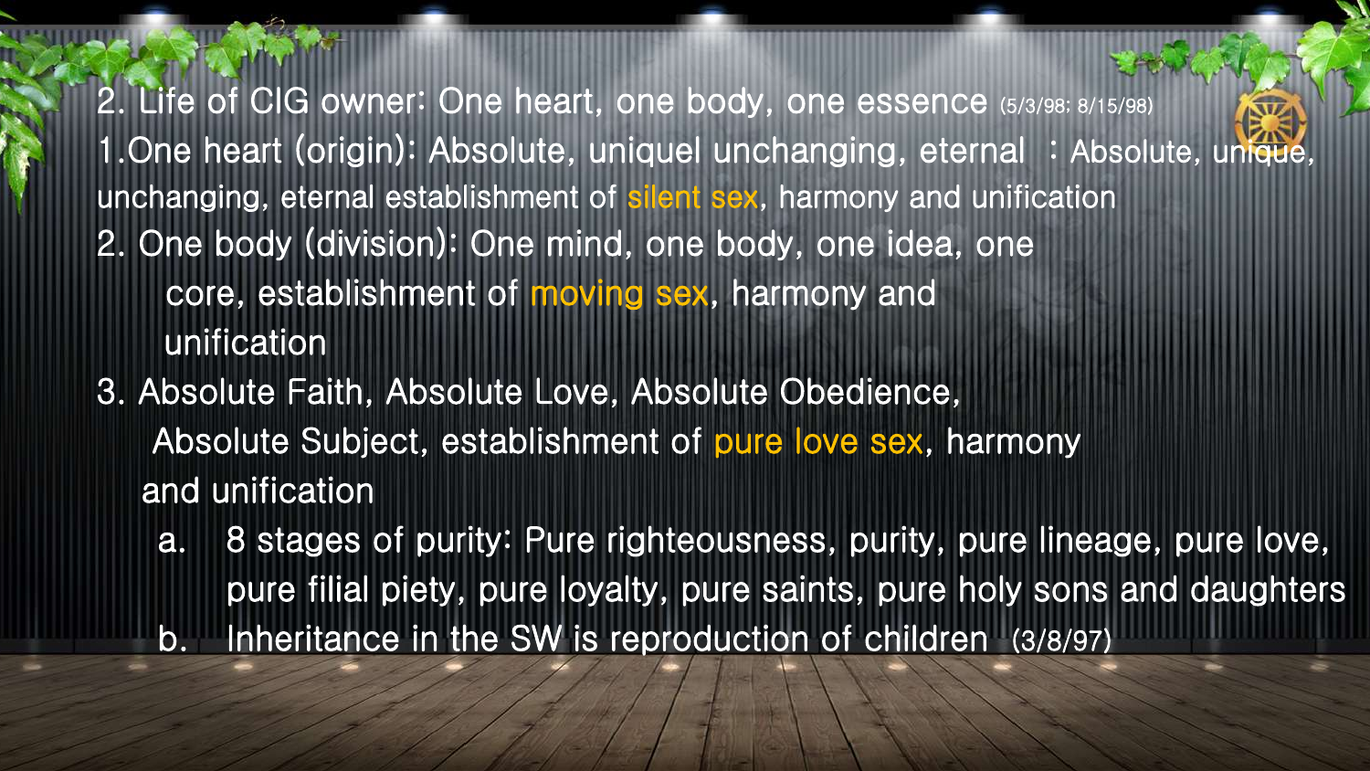## 2. Life of CIG owner: One heart, one body, one essence (5/3/98; 8/15/98)

1. One heart (origin): Absolute, uniquel unchanging, eternal : Absolute, unique, unchanging, eternal establishment of silent sex, harmony and unification
2. One body (division): One mind, one body, one idea, one core, establishment of moving sex, harmony and unification
3. Absolute Faith, Absolute Love, Absolute Obedience, Absolute Subject, establishment of pure love sex, harmony and unification
   a. 8 stages of purity: Pure righteousness, purity, pure lineage, pure love, pure filial piety, pure loyalty, pure saints, pure holy sons and daughters
   b. Inheritance in the SW is reproduction of children (3/8/97)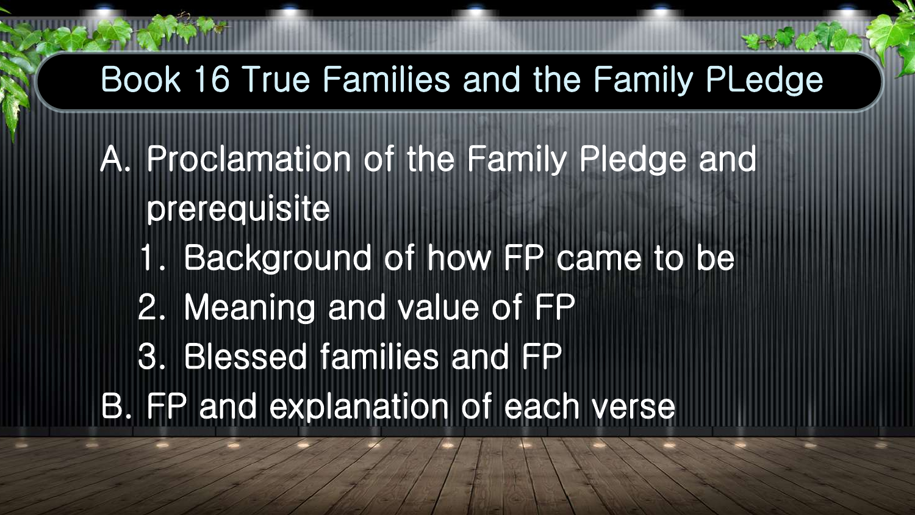# Book 16 True Families and the Family PLedge

A. Proclamation of the Family Pledge and prerequisite

1. Background of how FP came to be
2. Meaning and value of FP
3. Blessed families and FP

B. FP and explanation of each verse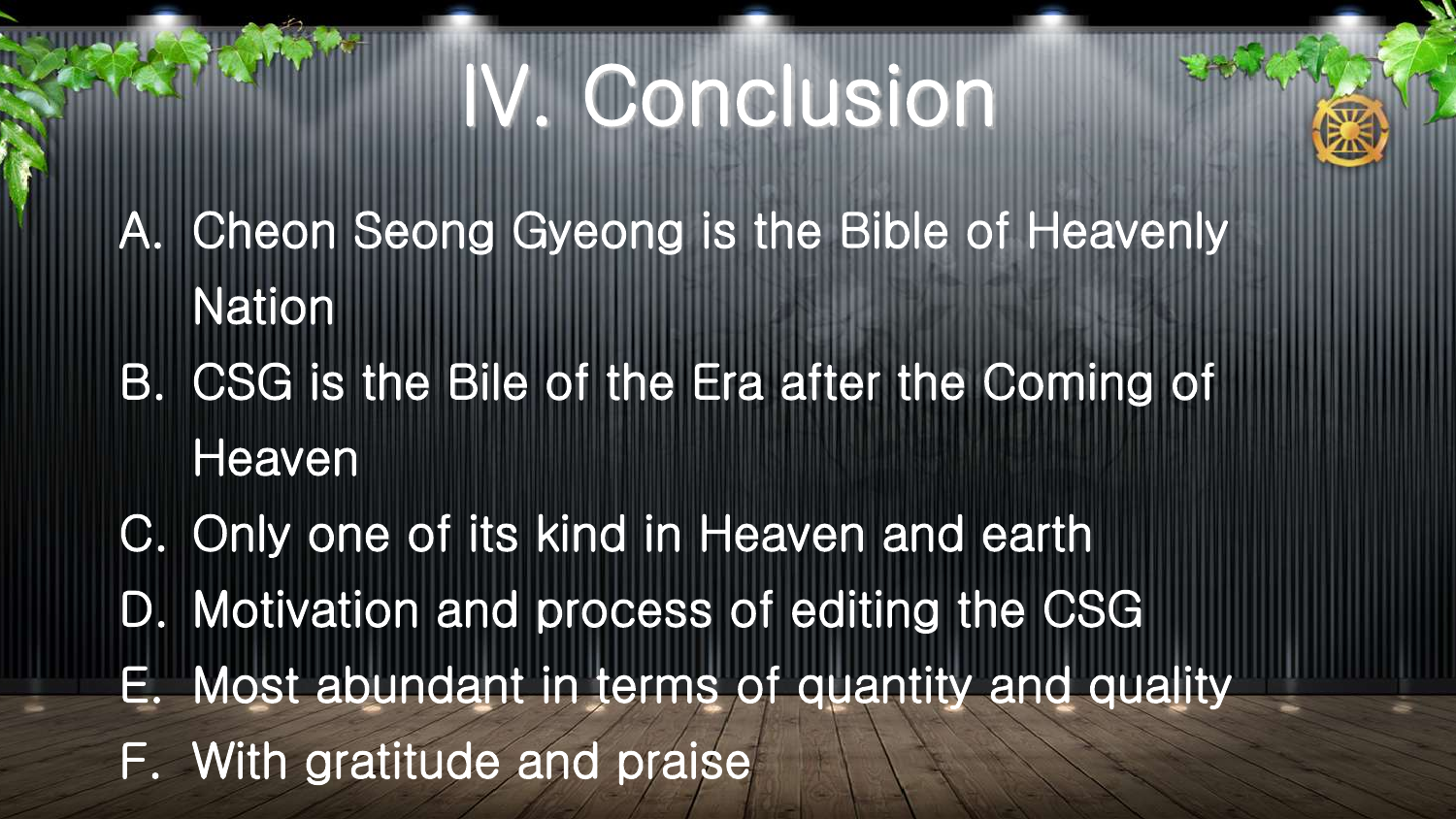# IV. Conclusion

A. Cheon Seong Gyeong is the Bible of Heavenly Nation
B. CSG is the Bile of the Era after the Coming of Heaven
C. Only one of its kind in Heaven and earth
D. Motivation and process of editing the CSG
E. Most abundant in terms of quantity and quality
F. With gratitude and praise